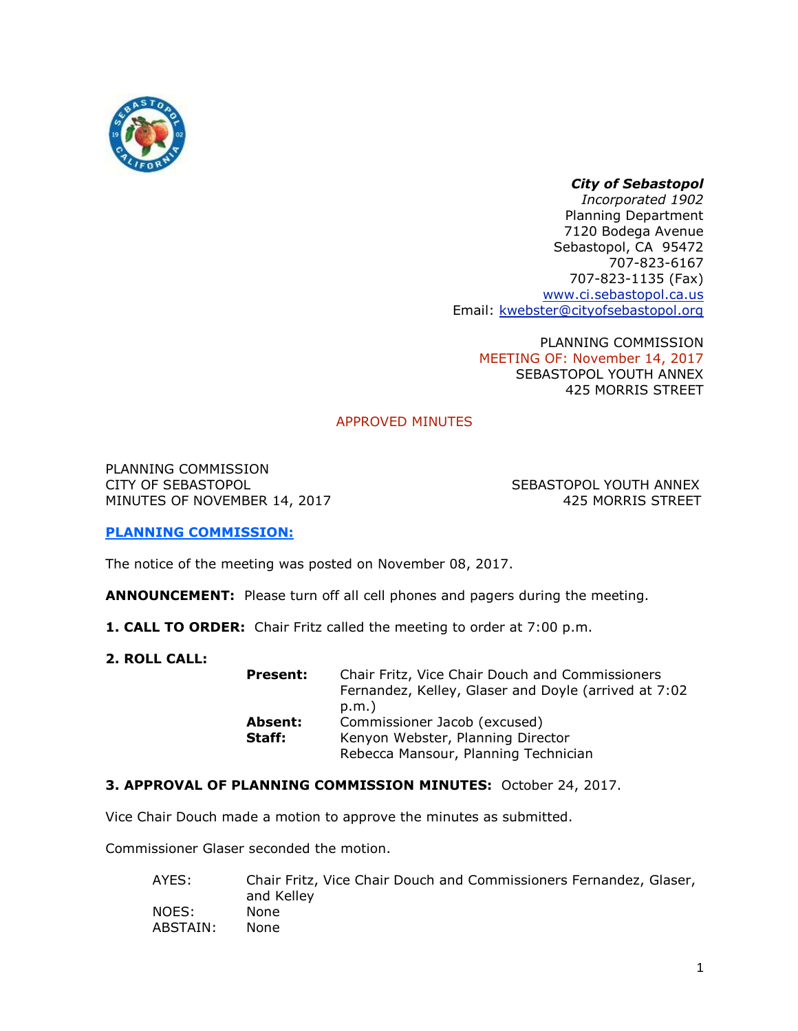***City of Sebastopol***
*Incorporated 1902*
Planning Department
7120 Bodega Avenue
Sebastopol, CA 95472
707-823-6167
707-823-1135 (Fax)
www.ci.sebastopol.ca.us
Email: kwebster@cityofsebastopol.org

PLANNING COMMISSION
MEETING OF: November 14, 2017
SEBASTOPOL YOUTH ANNEX
425 MORRIS STREET

APPROVED MINUTES

PLANNING COMMISSION
CITY OF SEBASTOPOL
MINUTES OF NOVEMBER 14, 2017

SEBASTOPOL YOUTH ANNEX
425 MORRIS STREET

**PLANNING COMMISSION:**

The notice of the meeting was posted on November 08, 2017.

**ANNOUNCEMENT:** Please turn off all cell phones and pagers during the meeting.

**1. CALL TO ORDER:** Chair Fritz called the meeting to order at 7:00 p.m.

**2. ROLL CALL:**

**Present:** Chair Fritz, Vice Chair Douch and Commissioners Fernandez, Kelley, Glaser and Doyle (arrived at 7:02 p.m.)
**Absent:** Commissioner Jacob (excused)
**Staff:** Kenyon Webster, Planning Director
Rebecca Mansour, Planning Technician

**3. APPROVAL OF PLANNING COMMISSION MINUTES:** October 24, 2017.

Vice Chair Douch made a motion to approve the minutes as submitted.

Commissioner Glaser seconded the motion.

AYES: Chair Fritz, Vice Chair Douch and Commissioners Fernandez, Glaser, and Kelley
NOES: None
ABSTAIN: None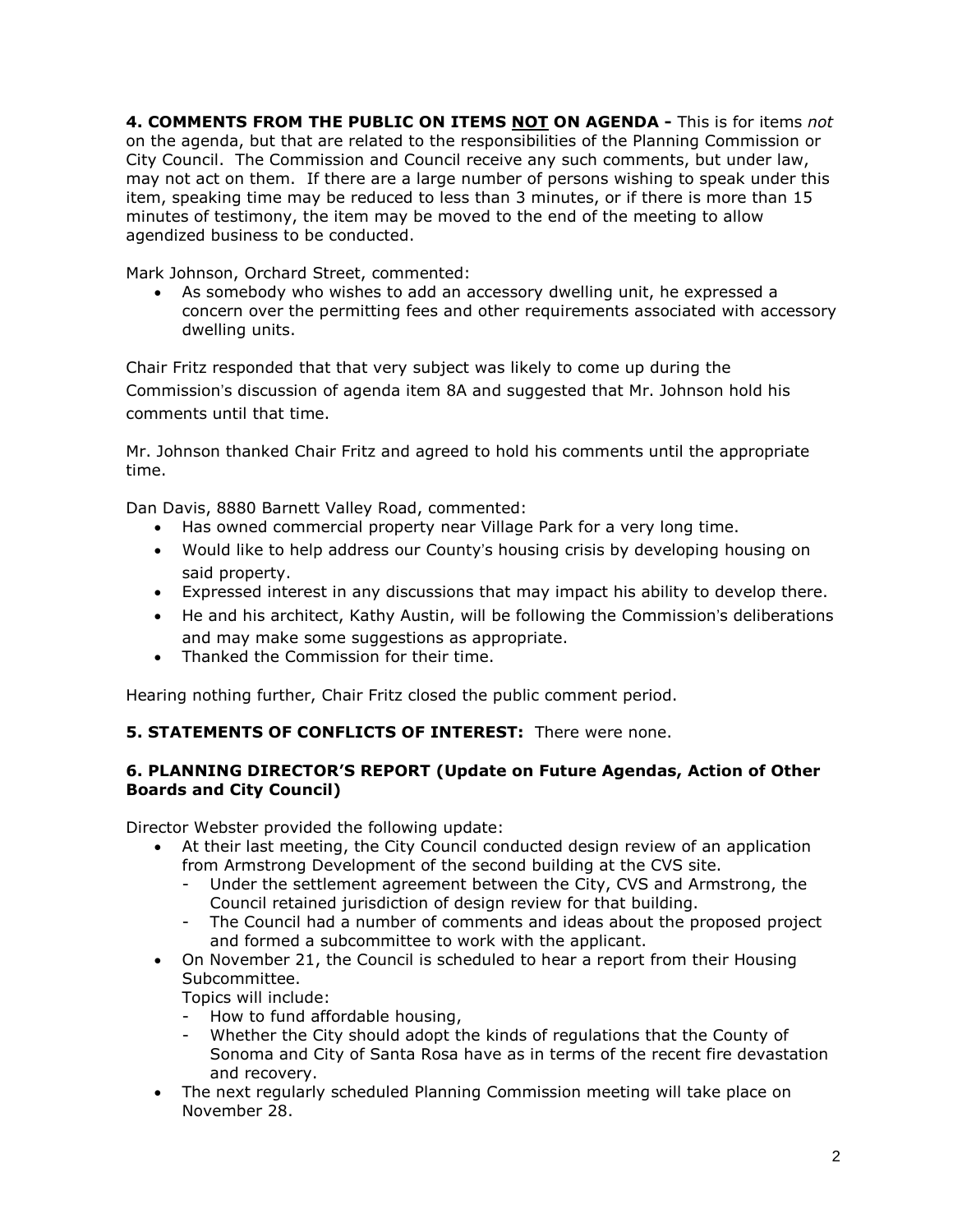**4. COMMENTS FROM THE PUBLIC ON ITEMS NOT ON AGENDA -** This is for items *not* on the agenda, but that are related to the responsibilities of the Planning Commission or City Council. The Commission and Council receive any such comments, but under law, may not act on them. If there are a large number of persons wishing to speak under this item, speaking time may be reduced to less than 3 minutes, or if there is more than 15 minutes of testimony, the item may be moved to the end of the meeting to allow agendized business to be conducted.

Mark Johnson, Orchard Street, commented:

- As somebody who wishes to add an accessory dwelling unit, he expressed a concern over the permitting fees and other requirements associated with accessory dwelling units.

Chair Fritz responded that that very subject was likely to come up during the Commission's discussion of agenda item 8A and suggested that Mr. Johnson hold his comments until that time.

Mr. Johnson thanked Chair Fritz and agreed to hold his comments until the appropriate time.

Dan Davis, 8880 Barnett Valley Road, commented:

- Has owned commercial property near Village Park for a very long time.
- Would like to help address our County's housing crisis by developing housing on said property.
- Expressed interest in any discussions that may impact his ability to develop there.
- He and his architect, Kathy Austin, will be following the Commission's deliberations and may make some suggestions as appropriate.
- Thanked the Commission for their time.

Hearing nothing further, Chair Fritz closed the public comment period.

**5. STATEMENTS OF CONFLICTS OF INTEREST:** There were none.

**6. PLANNING DIRECTOR'S REPORT (Update on Future Agendas, Action of Other Boards and City Council)**

Director Webster provided the following update:

- At their last meeting, the City Council conducted design review of an application from Armstrong Development of the second building at the CVS site.
  - Under the settlement agreement between the City, CVS and Armstrong, the Council retained jurisdiction of design review for that building.
  - The Council had a number of comments and ideas about the proposed project and formed a subcommittee to work with the applicant.
- On November 21, the Council is scheduled to hear a report from their Housing Subcommittee.
  Topics will include:
  - How to fund affordable housing,
  - Whether the City should adopt the kinds of regulations that the County of Sonoma and City of Santa Rosa have as in terms of the recent fire devastation and recovery.
- The next regularly scheduled Planning Commission meeting will take place on November 28.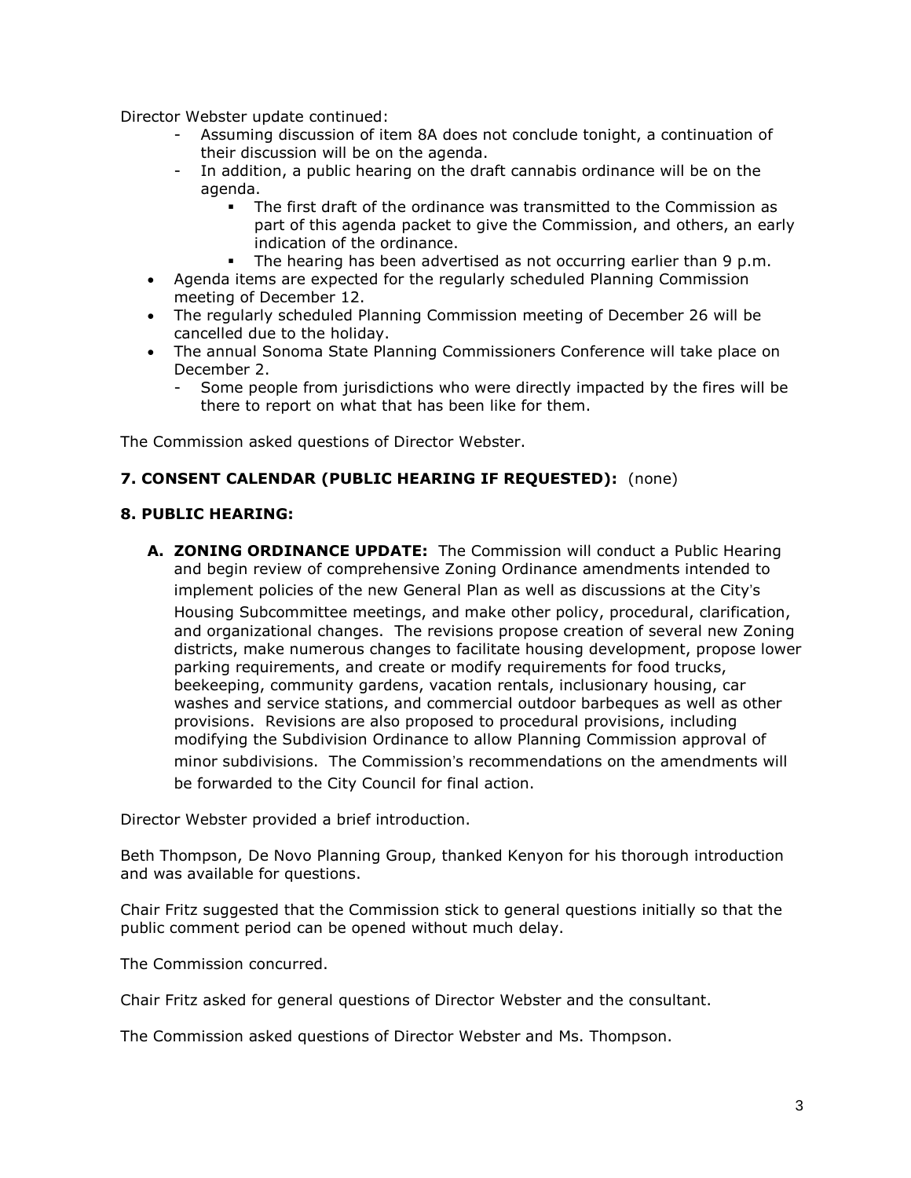Director Webster update continued:

- Assuming discussion of item 8A does not conclude tonight, a continuation of their discussion will be on the agenda.
- In addition, a public hearing on the draft cannabis ordinance will be on the agenda.
    - The first draft of the ordinance was transmitted to the Commission as part of this agenda packet to give the Commission, and others, an early indication of the ordinance.
    - The hearing has been advertised as not occurring earlier than 9 p.m.

- Agenda items are expected for the regularly scheduled Planning Commission meeting of December 12.
- The regularly scheduled Planning Commission meeting of December 26 will be cancelled due to the holiday.
- The annual Sonoma State Planning Commissioners Conference will take place on December 2.
    - Some people from jurisdictions who were directly impacted by the fires will be there to report on what that has been like for them.

The Commission asked questions of Director Webster.

**7. CONSENT CALENDAR (PUBLIC HEARING IF REQUESTED):** (none)

**8. PUBLIC HEARING:**

**A. ZONING ORDINANCE UPDATE:** The Commission will conduct a Public Hearing and begin review of comprehensive Zoning Ordinance amendments intended to implement policies of the new General Plan as well as discussions at the City's Housing Subcommittee meetings, and make other policy, procedural, clarification, and organizational changes. The revisions propose creation of several new Zoning districts, make numerous changes to facilitate housing development, propose lower parking requirements, and create or modify requirements for food trucks, beekeeping, community gardens, vacation rentals, inclusionary housing, car washes and service stations, and commercial outdoor barbeques as well as other provisions. Revisions are also proposed to procedural provisions, including modifying the Subdivision Ordinance to allow Planning Commission approval of minor subdivisions. The Commission's recommendations on the amendments will be forwarded to the City Council for final action.

Director Webster provided a brief introduction.

Beth Thompson, De Novo Planning Group, thanked Kenyon for his thorough introduction and was available for questions.

Chair Fritz suggested that the Commission stick to general questions initially so that the public comment period can be opened without much delay.

The Commission concurred.

Chair Fritz asked for general questions of Director Webster and the consultant.

The Commission asked questions of Director Webster and Ms. Thompson.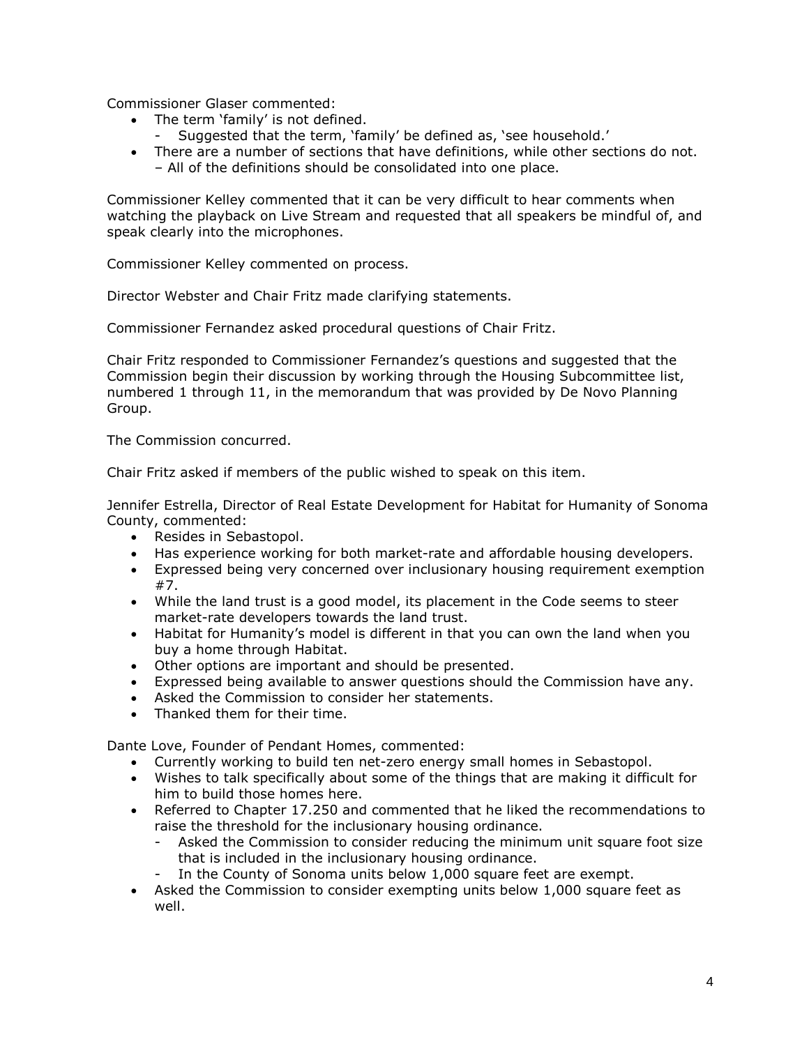Commissioner Glaser commented:

- The term 'family' is not defined.
  - Suggested that the term, 'family' be defined as, 'see household.'
- There are a number of sections that have definitions, while other sections do not.
  – All of the definitions should be consolidated into one place.

Commissioner Kelley commented that it can be very difficult to hear comments when watching the playback on Live Stream and requested that all speakers be mindful of, and speak clearly into the microphones.

Commissioner Kelley commented on process.

Director Webster and Chair Fritz made clarifying statements.

Commissioner Fernandez asked procedural questions of Chair Fritz.

Chair Fritz responded to Commissioner Fernandez's questions and suggested that the Commission begin their discussion by working through the Housing Subcommittee list, numbered 1 through 11, in the memorandum that was provided by De Novo Planning Group.

The Commission concurred.

Chair Fritz asked if members of the public wished to speak on this item.

Jennifer Estrella, Director of Real Estate Development for Habitat for Humanity of Sonoma County, commented:

- Resides in Sebastopol.
- Has experience working for both market-rate and affordable housing developers.
- Expressed being very concerned over inclusionary housing requirement exemption #7.
- While the land trust is a good model, its placement in the Code seems to steer market-rate developers towards the land trust.
- Habitat for Humanity's model is different in that you can own the land when you buy a home through Habitat.
- Other options are important and should be presented.
- Expressed being available to answer questions should the Commission have any.
- Asked the Commission to consider her statements.
- Thanked them for their time.

Dante Love, Founder of Pendant Homes, commented:

- Currently working to build ten net-zero energy small homes in Sebastopol.
- Wishes to talk specifically about some of the things that are making it difficult for him to build those homes here.
- Referred to Chapter 17.250 and commented that he liked the recommendations to raise the threshold for the inclusionary housing ordinance.
  - Asked the Commission to consider reducing the minimum unit square foot size that is included in the inclusionary housing ordinance.
  - In the County of Sonoma units below 1,000 square feet are exempt.
- Asked the Commission to consider exempting units below 1,000 square feet as well.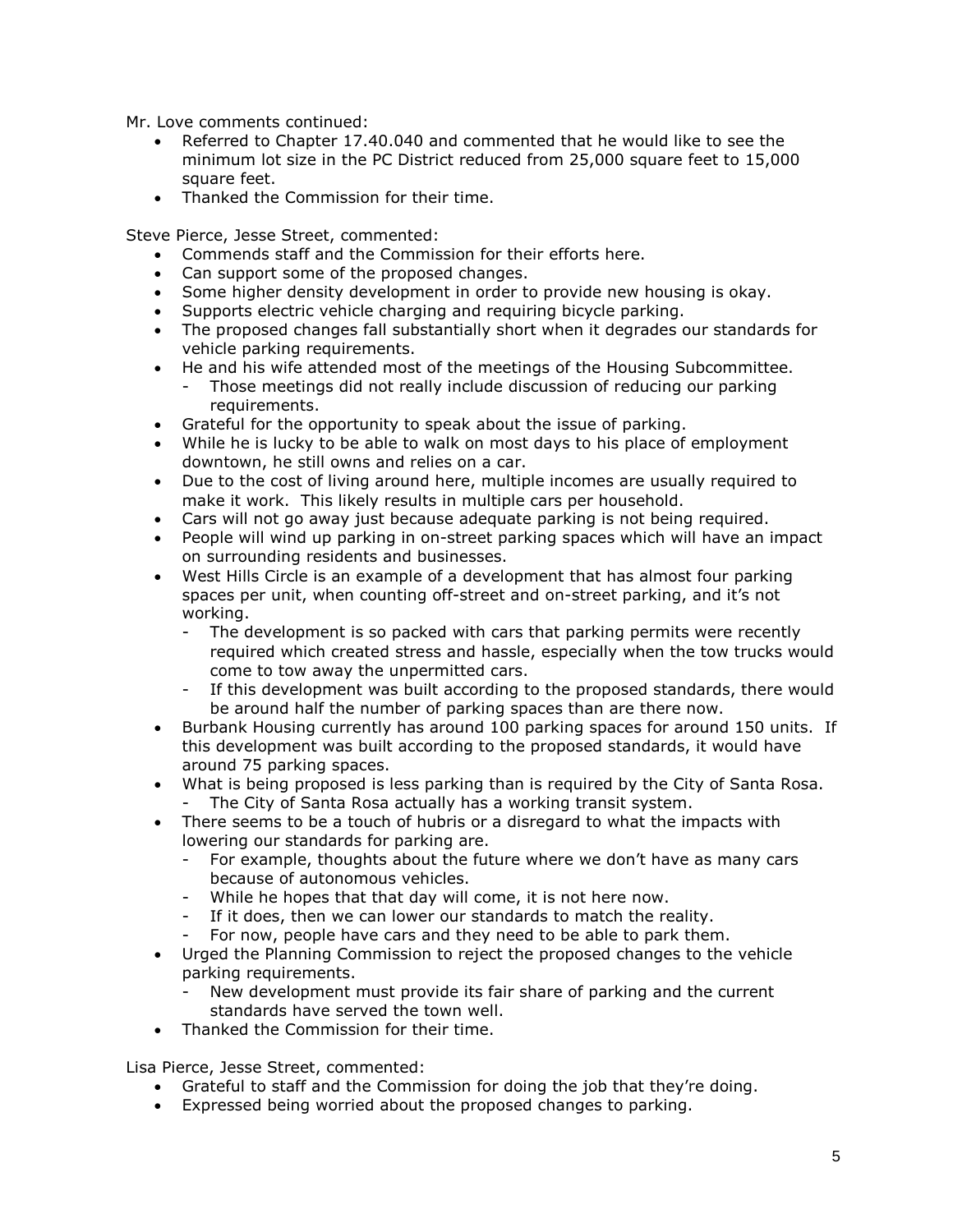Mr. Love comments continued:

- Referred to Chapter 17.40.040 and commented that he would like to see the minimum lot size in the PC District reduced from 25,000 square feet to 15,000 square feet.
- Thanked the Commission for their time.

Steve Pierce, Jesse Street, commented:

- Commends staff and the Commission for their efforts here.
- Can support some of the proposed changes.
- Some higher density development in order to provide new housing is okay.
- Supports electric vehicle charging and requiring bicycle parking.
- The proposed changes fall substantially short when it degrades our standards for vehicle parking requirements.
- He and his wife attended most of the meetings of the Housing Subcommittee.
  - Those meetings did not really include discussion of reducing our parking requirements.
- Grateful for the opportunity to speak about the issue of parking.
- While he is lucky to be able to walk on most days to his place of employment downtown, he still owns and relies on a car.
- Due to the cost of living around here, multiple incomes are usually required to make it work. This likely results in multiple cars per household.
- Cars will not go away just because adequate parking is not being required.
- People will wind up parking in on-street parking spaces which will have an impact on surrounding residents and businesses.
- West Hills Circle is an example of a development that has almost four parking spaces per unit, when counting off-street and on-street parking, and it's not working.
  - The development is so packed with cars that parking permits were recently required which created stress and hassle, especially when the tow trucks would come to tow away the unpermitted cars.
  - If this development was built according to the proposed standards, there would be around half the number of parking spaces than are there now.
- Burbank Housing currently has around 100 parking spaces for around 150 units. If this development was built according to the proposed standards, it would have around 75 parking spaces.
- What is being proposed is less parking than is required by the City of Santa Rosa.
  - The City of Santa Rosa actually has a working transit system.
- There seems to be a touch of hubris or a disregard to what the impacts with lowering our standards for parking are.
  - For example, thoughts about the future where we don't have as many cars because of autonomous vehicles.
  - While he hopes that that day will come, it is not here now.
  - If it does, then we can lower our standards to match the reality.
  - For now, people have cars and they need to be able to park them.
- Urged the Planning Commission to reject the proposed changes to the vehicle parking requirements.
  - New development must provide its fair share of parking and the current standards have served the town well.
- Thanked the Commission for their time.

Lisa Pierce, Jesse Street, commented:

- Grateful to staff and the Commission for doing the job that they're doing.
- Expressed being worried about the proposed changes to parking.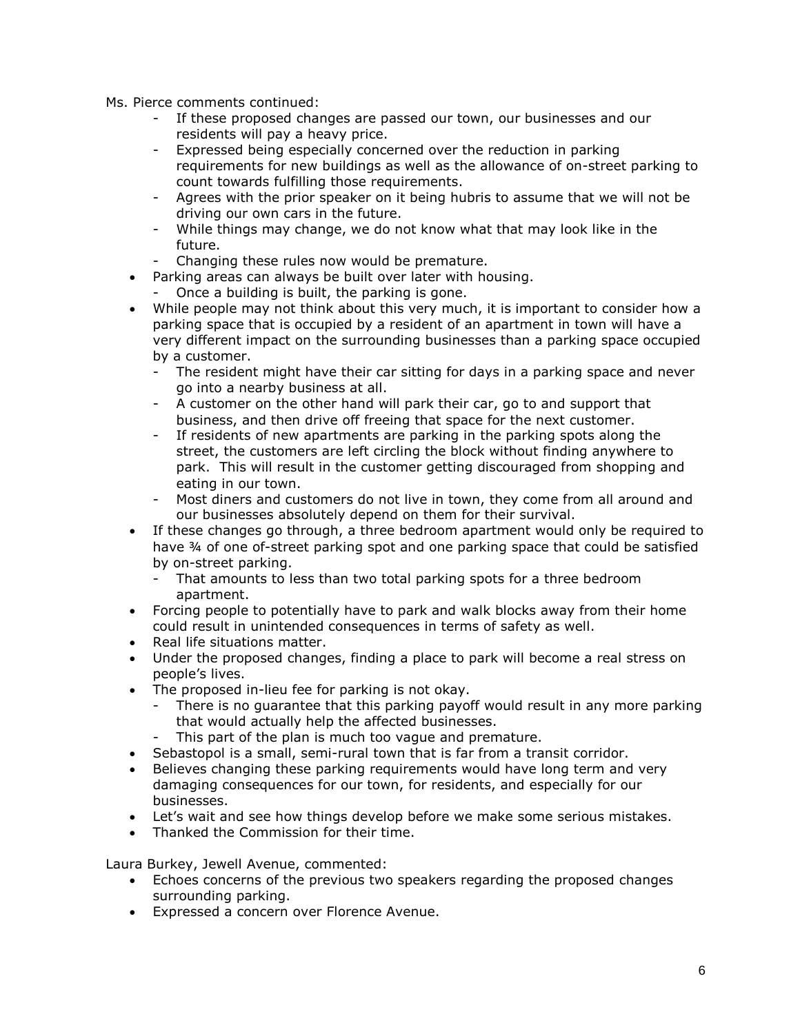Ms. Pierce comments continued:

- If these proposed changes are passed our town, our businesses and our residents will pay a heavy price.
- Expressed being especially concerned over the reduction in parking requirements for new buildings as well as the allowance of on-street parking to count towards fulfilling those requirements.
- Agrees with the prior speaker on it being hubris to assume that we will not be driving our own cars in the future.
- While things may change, we do not know what that may look like in the future.
- Changing these rules now would be premature.

- Parking areas can always be built over later with housing.
  - Once a building is built, the parking is gone.
- While people may not think about this very much, it is important to consider how a parking space that is occupied by a resident of an apartment in town will have a very different impact on the surrounding businesses than a parking space occupied by a customer.
  - The resident might have their car sitting for days in a parking space and never go into a nearby business at all.
  - A customer on the other hand will park their car, go to and support that business, and then drive off freeing that space for the next customer.
  - If residents of new apartments are parking in the parking spots along the street, the customers are left circling the block without finding anywhere to park. This will result in the customer getting discouraged from shopping and eating in our town.
  - Most diners and customers do not live in town, they come from all around and our businesses absolutely depend on them for their survival.
- If these changes go through, a three bedroom apartment would only be required to have ¾ of one of-street parking spot and one parking space that could be satisfied by on-street parking.
  - That amounts to less than two total parking spots for a three bedroom apartment.
- Forcing people to potentially have to park and walk blocks away from their home could result in unintended consequences in terms of safety as well.
- Real life situations matter.
- Under the proposed changes, finding a place to park will become a real stress on people's lives.
- The proposed in-lieu fee for parking is not okay.
  - There is no guarantee that this parking payoff would result in any more parking that would actually help the affected businesses.
  - This part of the plan is much too vague and premature.
- Sebastopol is a small, semi-rural town that is far from a transit corridor.
- Believes changing these parking requirements would have long term and very damaging consequences for our town, for residents, and especially for our businesses.
- Let's wait and see how things develop before we make some serious mistakes.
- Thanked the Commission for their time.

Laura Burkey, Jewell Avenue, commented:

- Echoes concerns of the previous two speakers regarding the proposed changes surrounding parking.
- Expressed a concern over Florence Avenue.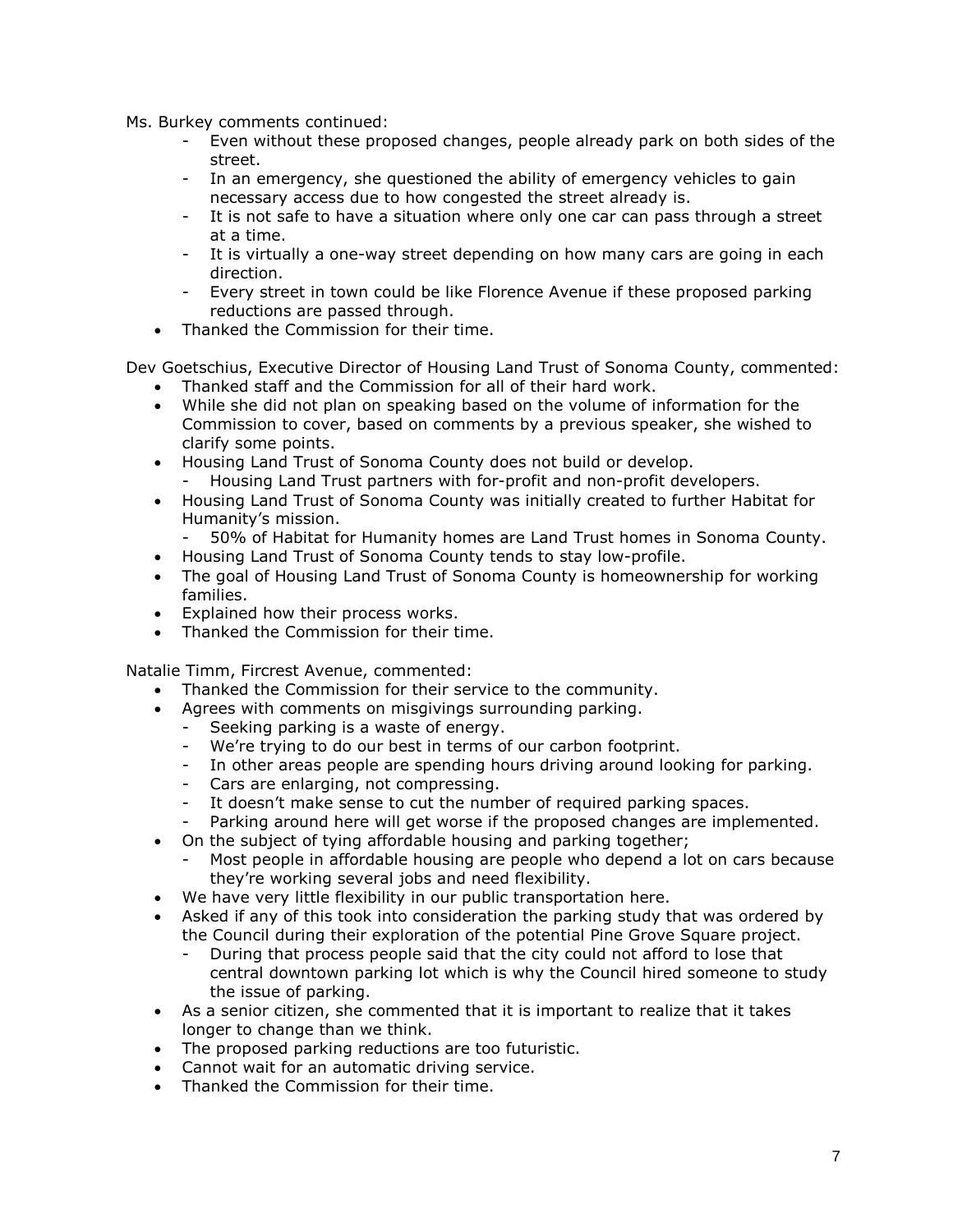Ms. Burkey comments continued:

- Even without these proposed changes, people already park on both sides of the street.
- In an emergency, she questioned the ability of emergency vehicles to gain necessary access due to how congested the street already is.
- It is not safe to have a situation where only one car can pass through a street at a time.
- It is virtually a one-way street depending on how many cars are going in each direction.
- Every street in town could be like Florence Avenue if these proposed parking reductions are passed through.

- Thanked the Commission for their time.

Dev Goetschius, Executive Director of Housing Land Trust of Sonoma County, commented:

- Thanked staff and the Commission for all of their hard work.
- While she did not plan on speaking based on the volume of information for the Commission to cover, based on comments by a previous speaker, she wished to clarify some points.
- Housing Land Trust of Sonoma County does not build or develop.
  - Housing Land Trust partners with for-profit and non-profit developers.
- Housing Land Trust of Sonoma County was initially created to further Habitat for Humanity's mission.
  - 50% of Habitat for Humanity homes are Land Trust homes in Sonoma County.
- Housing Land Trust of Sonoma County tends to stay low-profile.
- The goal of Housing Land Trust of Sonoma County is homeownership for working families.
- Explained how their process works.
- Thanked the Commission for their time.

Natalie Timm, Fircrest Avenue, commented:

- Thanked the Commission for their service to the community.
- Agrees with comments on misgivings surrounding parking.
  - Seeking parking is a waste of energy.
  - We're trying to do our best in terms of our carbon footprint.
  - In other areas people are spending hours driving around looking for parking.
  - Cars are enlarging, not compressing.
  - It doesn't make sense to cut the number of required parking spaces.
  - Parking around here will get worse if the proposed changes are implemented.
- On the subject of tying affordable housing and parking together;
  - Most people in affordable housing are people who depend a lot on cars because they're working several jobs and need flexibility.
- We have very little flexibility in our public transportation here.
- Asked if any of this took into consideration the parking study that was ordered by the Council during their exploration of the potential Pine Grove Square project.
  - During that process people said that the city could not afford to lose that central downtown parking lot which is why the Council hired someone to study the issue of parking.
- As a senior citizen, she commented that it is important to realize that it takes longer to change than we think.
- The proposed parking reductions are too futuristic.
- Cannot wait for an automatic driving service.
- Thanked the Commission for their time.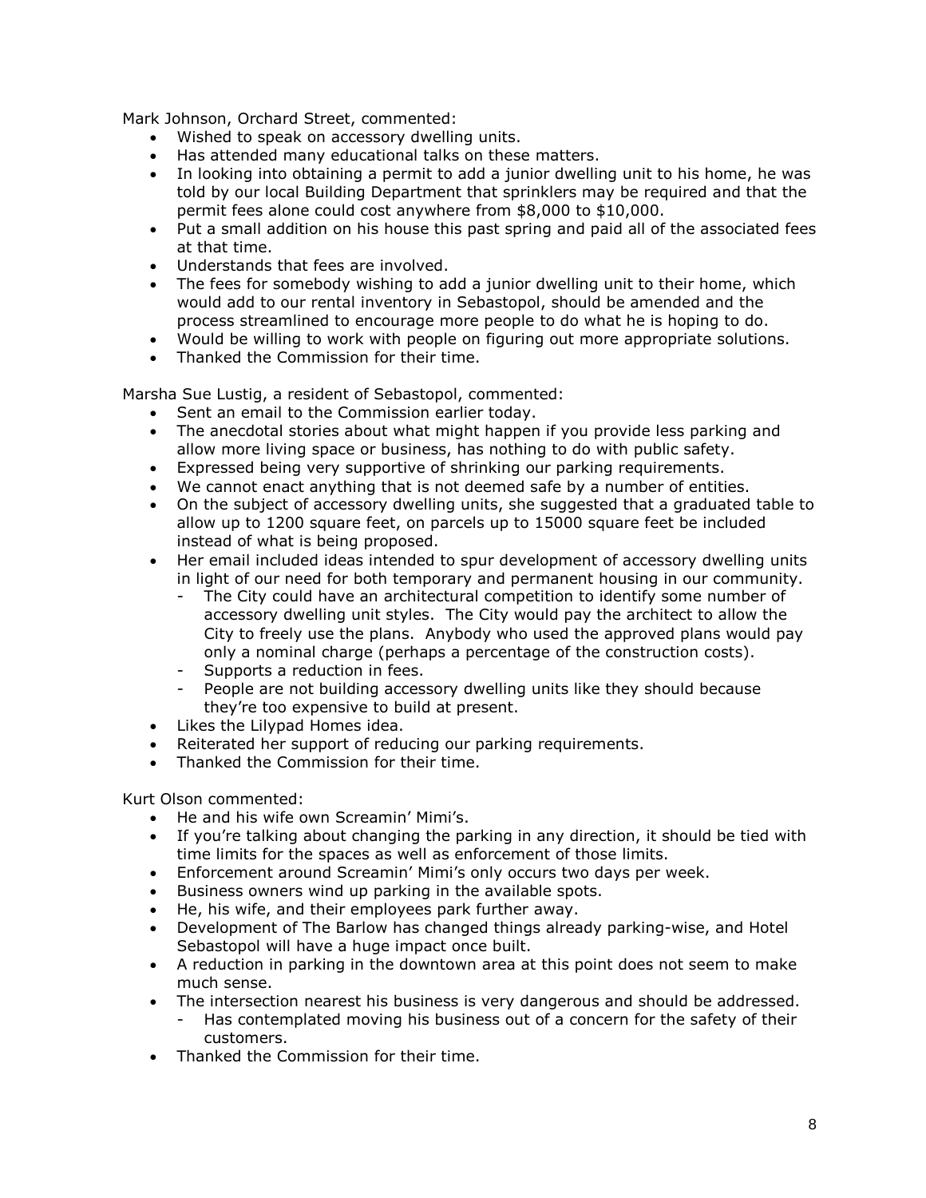Mark Johnson, Orchard Street, commented:

- Wished to speak on accessory dwelling units.
- Has attended many educational talks on these matters.
- In looking into obtaining a permit to add a junior dwelling unit to his home, he was told by our local Building Department that sprinklers may be required and that the permit fees alone could cost anywhere from $8,000 to $10,000.
- Put a small addition on his house this past spring and paid all of the associated fees at that time.
- Understands that fees are involved.
- The fees for somebody wishing to add a junior dwelling unit to their home, which would add to our rental inventory in Sebastopol, should be amended and the process streamlined to encourage more people to do what he is hoping to do.
- Would be willing to work with people on figuring out more appropriate solutions.
- Thanked the Commission for their time.

Marsha Sue Lustig, a resident of Sebastopol, commented:

- Sent an email to the Commission earlier today.
- The anecdotal stories about what might happen if you provide less parking and allow more living space or business, has nothing to do with public safety.
- Expressed being very supportive of shrinking our parking requirements.
- We cannot enact anything that is not deemed safe by a number of entities.
- On the subject of accessory dwelling units, she suggested that a graduated table to allow up to 1200 square feet, on parcels up to 15000 square feet be included instead of what is being proposed.
- Her email included ideas intended to spur development of accessory dwelling units in light of our need for both temporary and permanent housing in our community.
  - The City could have an architectural competition to identify some number of accessory dwelling unit styles. The City would pay the architect to allow the City to freely use the plans. Anybody who used the approved plans would pay only a nominal charge (perhaps a percentage of the construction costs).
  - Supports a reduction in fees.
  - People are not building accessory dwelling units like they should because they're too expensive to build at present.
- Likes the Lilypad Homes idea.
- Reiterated her support of reducing our parking requirements.
- Thanked the Commission for their time.

Kurt Olson commented:

- He and his wife own Screamin' Mimi's.
- If you're talking about changing the parking in any direction, it should be tied with time limits for the spaces as well as enforcement of those limits.
- Enforcement around Screamin' Mimi's only occurs two days per week.
- Business owners wind up parking in the available spots.
- He, his wife, and their employees park further away.
- Development of The Barlow has changed things already parking-wise, and Hotel Sebastopol will have a huge impact once built.
- A reduction in parking in the downtown area at this point does not seem to make much sense.
- The intersection nearest his business is very dangerous and should be addressed.
  - Has contemplated moving his business out of a concern for the safety of their customers.
- Thanked the Commission for their time.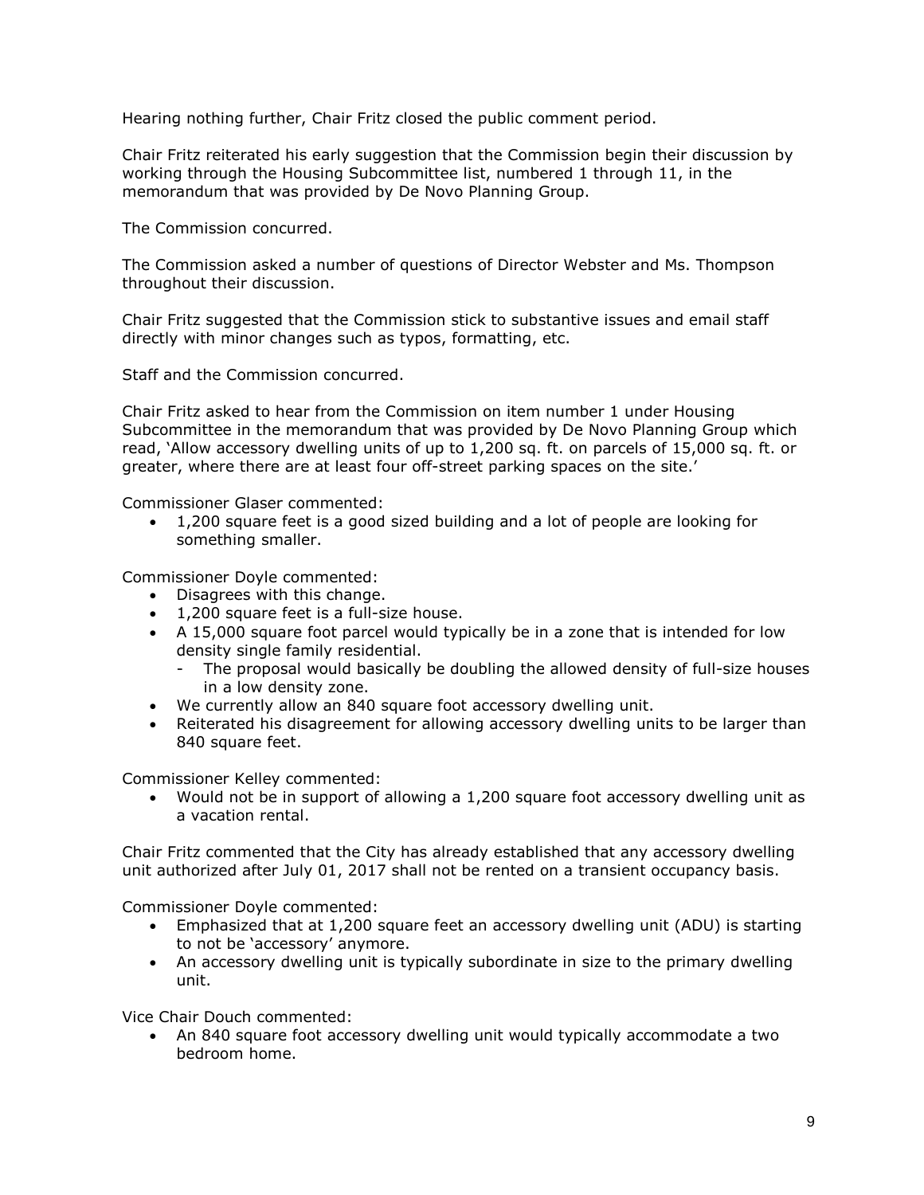Hearing nothing further, Chair Fritz closed the public comment period.

Chair Fritz reiterated his early suggestion that the Commission begin their discussion by working through the Housing Subcommittee list, numbered 1 through 11, in the memorandum that was provided by De Novo Planning Group.

The Commission concurred.

The Commission asked a number of questions of Director Webster and Ms. Thompson throughout their discussion.

Chair Fritz suggested that the Commission stick to substantive issues and email staff directly with minor changes such as typos, formatting, etc.

Staff and the Commission concurred.

Chair Fritz asked to hear from the Commission on item number 1 under Housing Subcommittee in the memorandum that was provided by De Novo Planning Group which read, 'Allow accessory dwelling units of up to 1,200 sq. ft. on parcels of 15,000 sq. ft. or greater, where there are at least four off-street parking spaces on the site.'

Commissioner Glaser commented:

- 1,200 square feet is a good sized building and a lot of people are looking for something smaller.

Commissioner Doyle commented:

- Disagrees with this change.
- 1,200 square feet is a full-size house.
- A 15,000 square foot parcel would typically be in a zone that is intended for low density single family residential.
  - The proposal would basically be doubling the allowed density of full-size houses in a low density zone.
- We currently allow an 840 square foot accessory dwelling unit.
- Reiterated his disagreement for allowing accessory dwelling units to be larger than 840 square feet.

Commissioner Kelley commented:

- Would not be in support of allowing a 1,200 square foot accessory dwelling unit as a vacation rental.

Chair Fritz commented that the City has already established that any accessory dwelling unit authorized after July 01, 2017 shall not be rented on a transient occupancy basis.

Commissioner Doyle commented:

- Emphasized that at 1,200 square feet an accessory dwelling unit (ADU) is starting to not be 'accessory' anymore.
- An accessory dwelling unit is typically subordinate in size to the primary dwelling unit.

Vice Chair Douch commented:

- An 840 square foot accessory dwelling unit would typically accommodate a two bedroom home.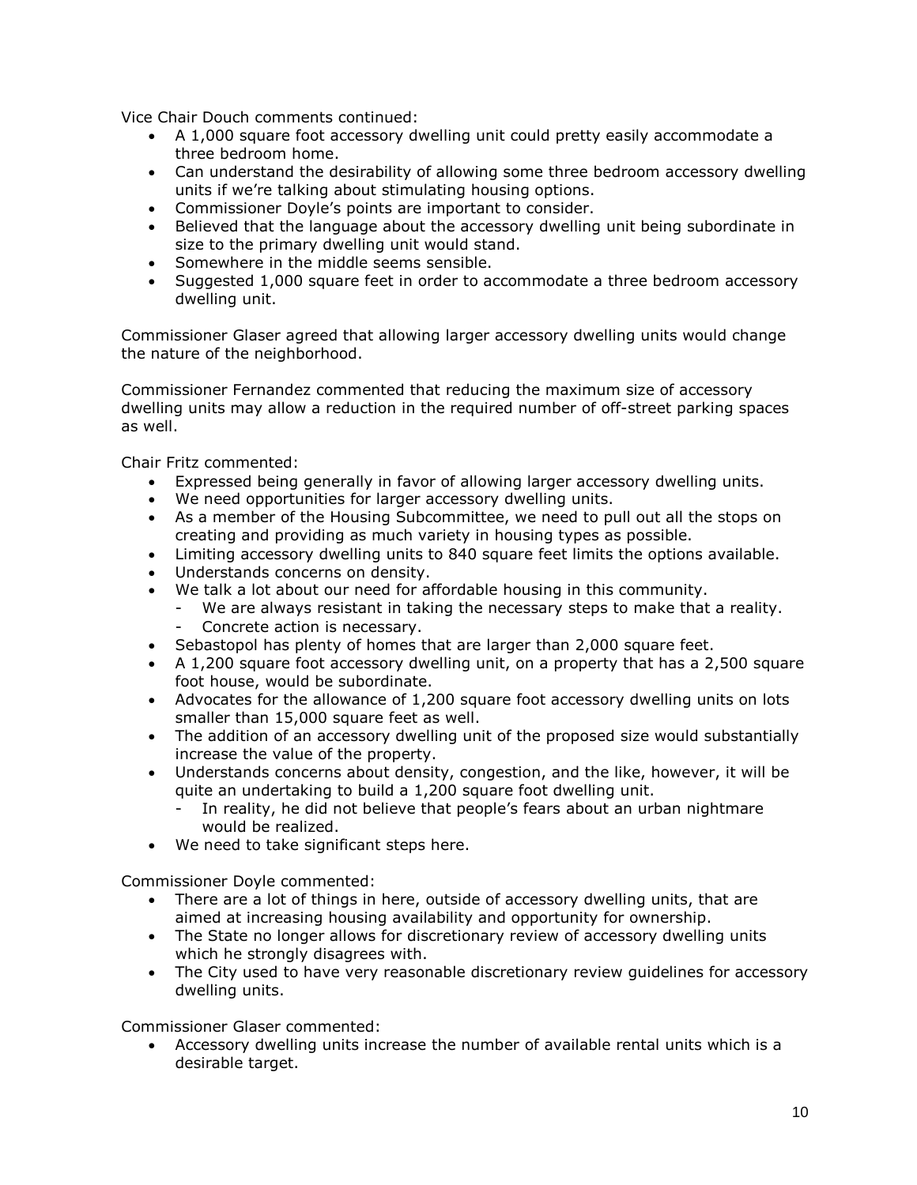Vice Chair Douch comments continued:

- A 1,000 square foot accessory dwelling unit could pretty easily accommodate a three bedroom home.
- Can understand the desirability of allowing some three bedroom accessory dwelling units if we're talking about stimulating housing options.
- Commissioner Doyle's points are important to consider.
- Believed that the language about the accessory dwelling unit being subordinate in size to the primary dwelling unit would stand.
- Somewhere in the middle seems sensible.
- Suggested 1,000 square feet in order to accommodate a three bedroom accessory dwelling unit.

Commissioner Glaser agreed that allowing larger accessory dwelling units would change the nature of the neighborhood.

Commissioner Fernandez commented that reducing the maximum size of accessory dwelling units may allow a reduction in the required number of off-street parking spaces as well.

Chair Fritz commented:

- Expressed being generally in favor of allowing larger accessory dwelling units.
- We need opportunities for larger accessory dwelling units.
- As a member of the Housing Subcommittee, we need to pull out all the stops on creating and providing as much variety in housing types as possible.
- Limiting accessory dwelling units to 840 square feet limits the options available.
- Understands concerns on density.
- We talk a lot about our need for affordable housing in this community.
  - We are always resistant in taking the necessary steps to make that a reality.
  - Concrete action is necessary.
- Sebastopol has plenty of homes that are larger than 2,000 square feet.
- A 1,200 square foot accessory dwelling unit, on a property that has a 2,500 square foot house, would be subordinate.
- Advocates for the allowance of 1,200 square foot accessory dwelling units on lots smaller than 15,000 square feet as well.
- The addition of an accessory dwelling unit of the proposed size would substantially increase the value of the property.
- Understands concerns about density, congestion, and the like, however, it will be quite an undertaking to build a 1,200 square foot dwelling unit.
  - In reality, he did not believe that people's fears about an urban nightmare would be realized.
- We need to take significant steps here.

Commissioner Doyle commented:

- There are a lot of things in here, outside of accessory dwelling units, that are aimed at increasing housing availability and opportunity for ownership.
- The State no longer allows for discretionary review of accessory dwelling units which he strongly disagrees with.
- The City used to have very reasonable discretionary review guidelines for accessory dwelling units.

Commissioner Glaser commented:

- Accessory dwelling units increase the number of available rental units which is a desirable target.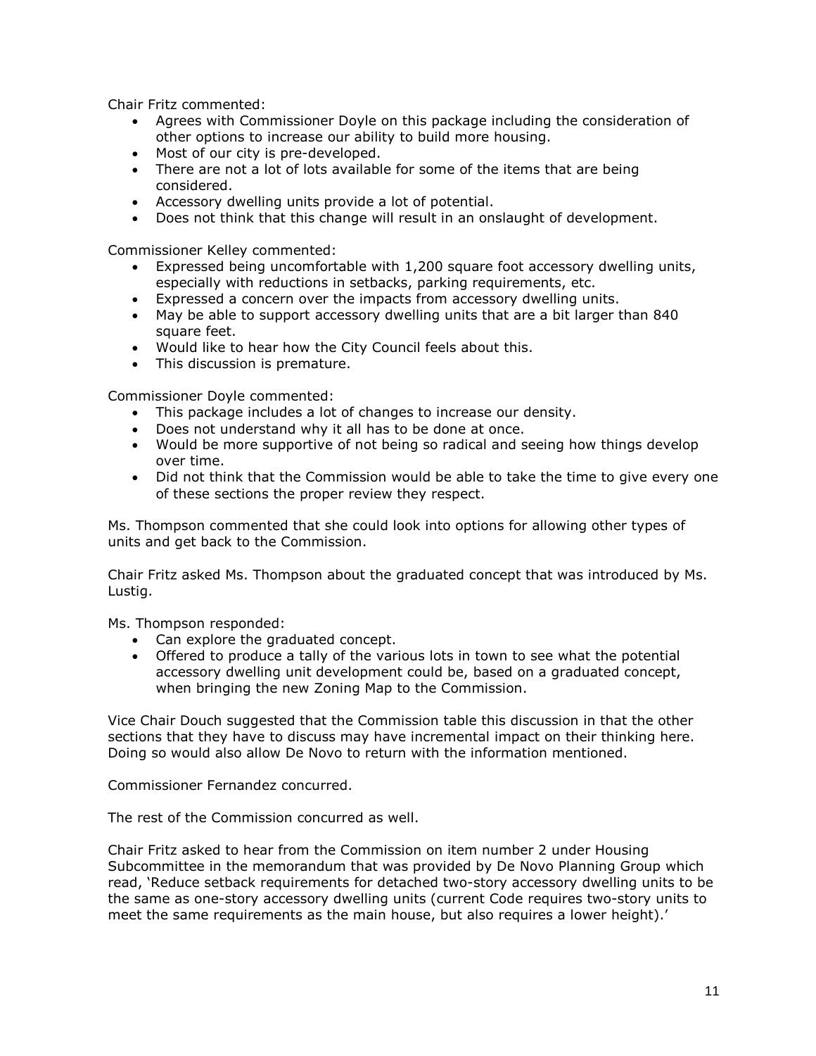Chair Fritz commented:

- Agrees with Commissioner Doyle on this package including the consideration of other options to increase our ability to build more housing.
- Most of our city is pre-developed.
- There are not a lot of lots available for some of the items that are being considered.
- Accessory dwelling units provide a lot of potential.
- Does not think that this change will result in an onslaught of development.

Commissioner Kelley commented:

- Expressed being uncomfortable with 1,200 square foot accessory dwelling units, especially with reductions in setbacks, parking requirements, etc.
- Expressed a concern over the impacts from accessory dwelling units.
- May be able to support accessory dwelling units that are a bit larger than 840 square feet.
- Would like to hear how the City Council feels about this.
- This discussion is premature.

Commissioner Doyle commented:

- This package includes a lot of changes to increase our density.
- Does not understand why it all has to be done at once.
- Would be more supportive of not being so radical and seeing how things develop over time.
- Did not think that the Commission would be able to take the time to give every one of these sections the proper review they respect.

Ms. Thompson commented that she could look into options for allowing other types of units and get back to the Commission.

Chair Fritz asked Ms. Thompson about the graduated concept that was introduced by Ms. Lustig.

Ms. Thompson responded:

- Can explore the graduated concept.
- Offered to produce a tally of the various lots in town to see what the potential accessory dwelling unit development could be, based on a graduated concept, when bringing the new Zoning Map to the Commission.

Vice Chair Douch suggested that the Commission table this discussion in that the other sections that they have to discuss may have incremental impact on their thinking here. Doing so would also allow De Novo to return with the information mentioned.

Commissioner Fernandez concurred.

The rest of the Commission concurred as well.

Chair Fritz asked to hear from the Commission on item number 2 under Housing Subcommittee in the memorandum that was provided by De Novo Planning Group which read, 'Reduce setback requirements for detached two-story accessory dwelling units to be the same as one-story accessory dwelling units (current Code requires two-story units to meet the same requirements as the main house, but also requires a lower height).'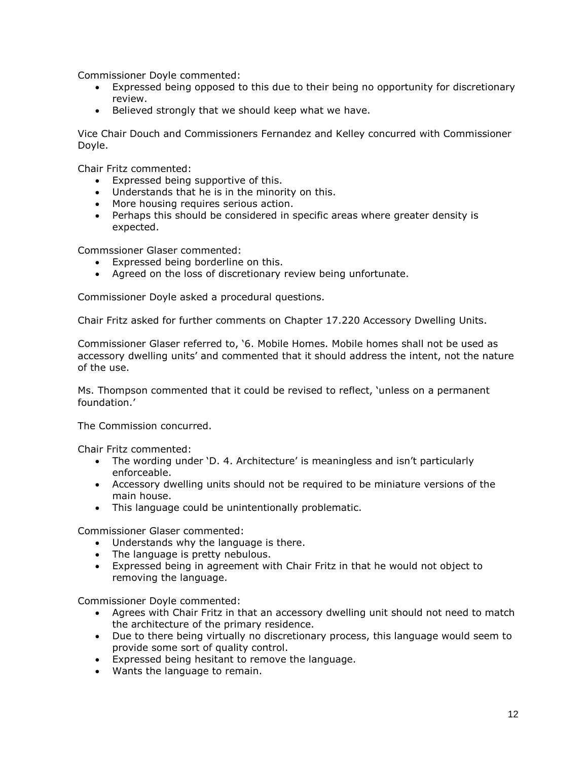Commissioner Doyle commented:

- Expressed being opposed to this due to their being no opportunity for discretionary review.
- Believed strongly that we should keep what we have.

Vice Chair Douch and Commissioners Fernandez and Kelley concurred with Commissioner Doyle.

Chair Fritz commented:

- Expressed being supportive of this.
- Understands that he is in the minority on this.
- More housing requires serious action.
- Perhaps this should be considered in specific areas where greater density is expected.

Commssioner Glaser commented:

- Expressed being borderline on this.
- Agreed on the loss of discretionary review being unfortunate.

Commissioner Doyle asked a procedural questions.

Chair Fritz asked for further comments on Chapter 17.220 Accessory Dwelling Units.

Commissioner Glaser referred to, '6. Mobile Homes. Mobile homes shall not be used as accessory dwelling units' and commented that it should address the intent, not the nature of the use.

Ms. Thompson commented that it could be revised to reflect, 'unless on a permanent foundation.'

The Commission concurred.

Chair Fritz commented:

- The wording under 'D. 4. Architecture' is meaningless and isn't particularly enforceable.
- Accessory dwelling units should not be required to be miniature versions of the main house.
- This language could be unintentionally problematic.

Commissioner Glaser commented:

- Understands why the language is there.
- The language is pretty nebulous.
- Expressed being in agreement with Chair Fritz in that he would not object to removing the language.

Commissioner Doyle commented:

- Agrees with Chair Fritz in that an accessory dwelling unit should not need to match the architecture of the primary residence.
- Due to there being virtually no discretionary process, this language would seem to provide some sort of quality control.
- Expressed being hesitant to remove the language.
- Wants the language to remain.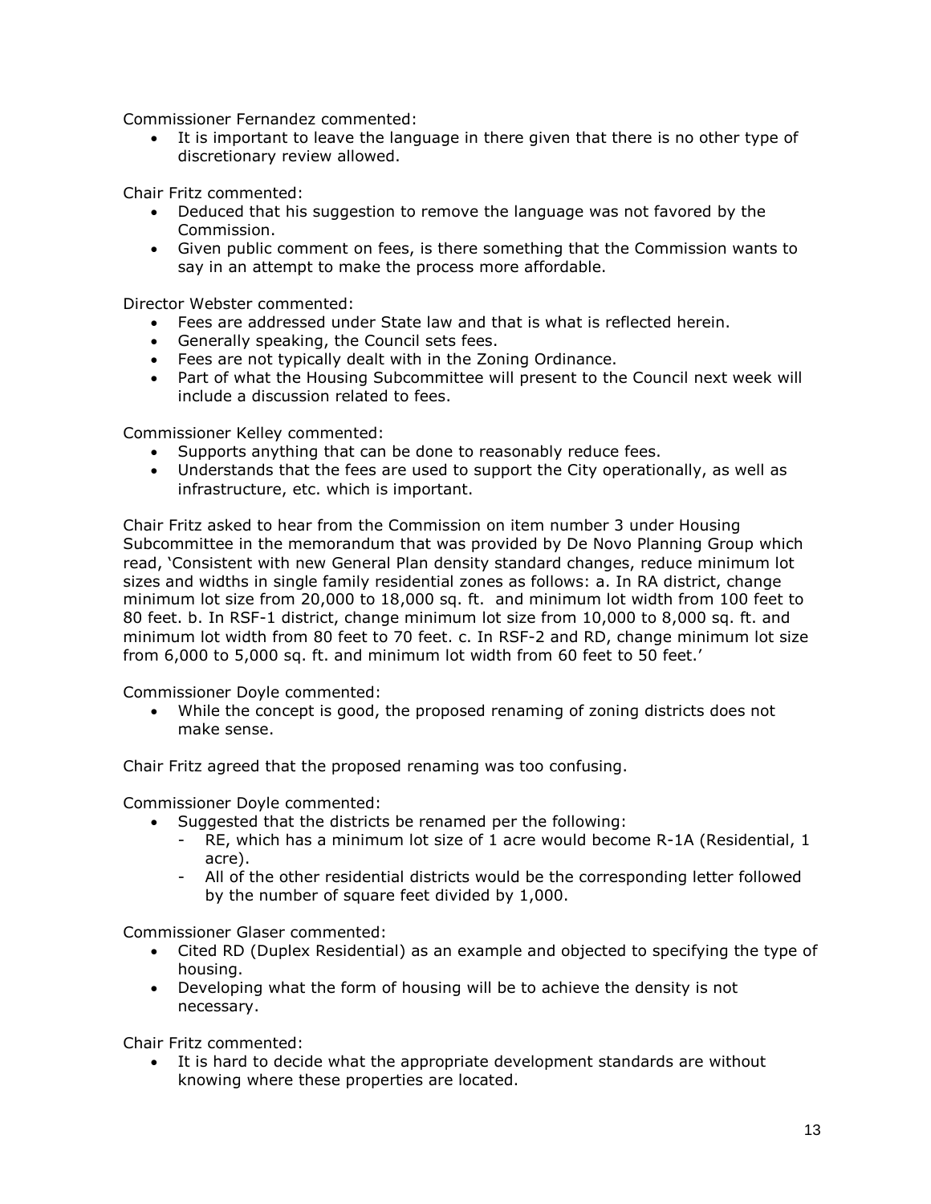Commissioner Fernandez commented:

- It is important to leave the language in there given that there is no other type of discretionary review allowed.

Chair Fritz commented:

- Deduced that his suggestion to remove the language was not favored by the Commission.
- Given public comment on fees, is there something that the Commission wants to say in an attempt to make the process more affordable.

Director Webster commented:

- Fees are addressed under State law and that is what is reflected herein.
- Generally speaking, the Council sets fees.
- Fees are not typically dealt with in the Zoning Ordinance.
- Part of what the Housing Subcommittee will present to the Council next week will include a discussion related to fees.

Commissioner Kelley commented:

- Supports anything that can be done to reasonably reduce fees.
- Understands that the fees are used to support the City operationally, as well as infrastructure, etc. which is important.

Chair Fritz asked to hear from the Commission on item number 3 under Housing Subcommittee in the memorandum that was provided by De Novo Planning Group which read, 'Consistent with new General Plan density standard changes, reduce minimum lot sizes and widths in single family residential zones as follows: a. In RA district, change minimum lot size from 20,000 to 18,000 sq. ft. and minimum lot width from 100 feet to 80 feet. b. In RSF-1 district, change minimum lot size from 10,000 to 8,000 sq. ft. and minimum lot width from 80 feet to 70 feet. c. In RSF-2 and RD, change minimum lot size from 6,000 to 5,000 sq. ft. and minimum lot width from 60 feet to 50 feet.'

Commissioner Doyle commented:

- While the concept is good, the proposed renaming of zoning districts does not make sense.

Chair Fritz agreed that the proposed renaming was too confusing.

Commissioner Doyle commented:

- Suggested that the districts be renamed per the following:
  - RE, which has a minimum lot size of 1 acre would become R-1A (Residential, 1 acre).
  - All of the other residential districts would be the corresponding letter followed by the number of square feet divided by 1,000.

Commissioner Glaser commented:

- Cited RD (Duplex Residential) as an example and objected to specifying the type of housing.
- Developing what the form of housing will be to achieve the density is not necessary.

Chair Fritz commented:

- It is hard to decide what the appropriate development standards are without knowing where these properties are located.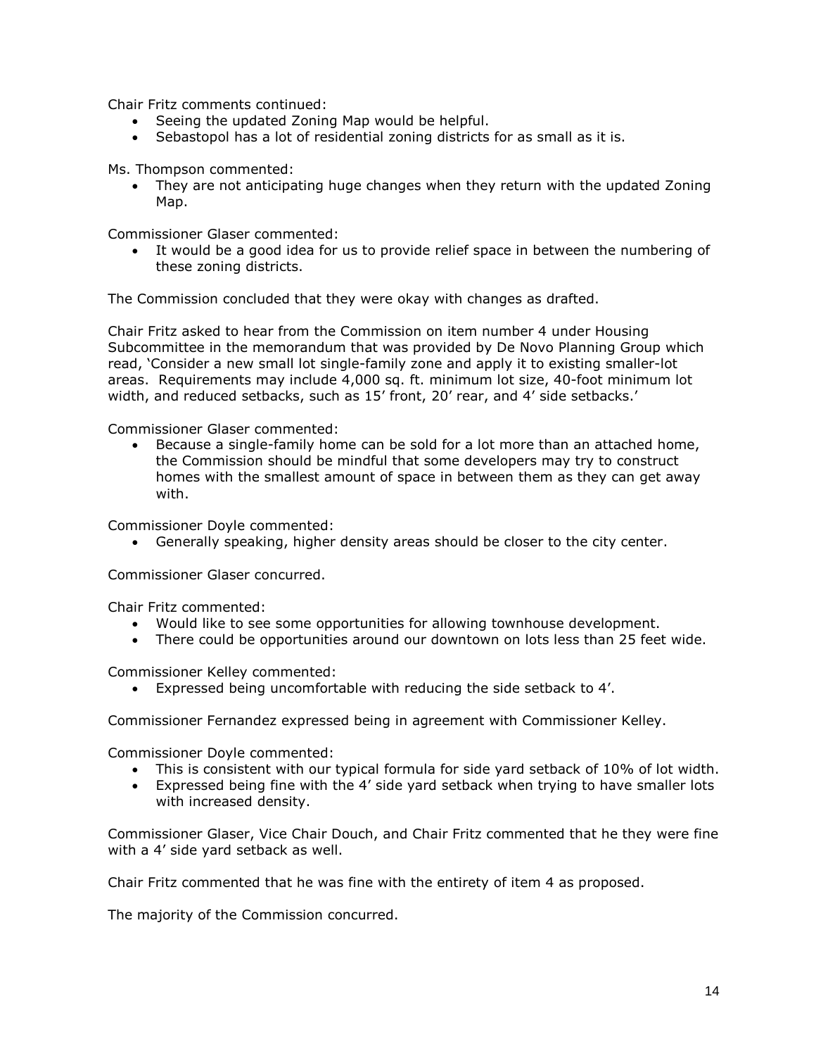Chair Fritz comments continued:

- Seeing the updated Zoning Map would be helpful.
- Sebastopol has a lot of residential zoning districts for as small as it is.

Ms. Thompson commented:

- They are not anticipating huge changes when they return with the updated Zoning Map.

Commissioner Glaser commented:

- It would be a good idea for us to provide relief space in between the numbering of these zoning districts.

The Commission concluded that they were okay with changes as drafted.

Chair Fritz asked to hear from the Commission on item number 4 under Housing Subcommittee in the memorandum that was provided by De Novo Planning Group which read, 'Consider a new small lot single-family zone and apply it to existing smaller-lot areas. Requirements may include 4,000 sq. ft. minimum lot size, 40-foot minimum lot width, and reduced setbacks, such as 15' front, 20' rear, and 4' side setbacks.'

Commissioner Glaser commented:

- Because a single-family home can be sold for a lot more than an attached home, the Commission should be mindful that some developers may try to construct homes with the smallest amount of space in between them as they can get away with.

Commissioner Doyle commented:

- Generally speaking, higher density areas should be closer to the city center.

Commissioner Glaser concurred.

Chair Fritz commented:

- Would like to see some opportunities for allowing townhouse development.
- There could be opportunities around our downtown on lots less than 25 feet wide.

Commissioner Kelley commented:

- Expressed being uncomfortable with reducing the side setback to 4'.

Commissioner Fernandez expressed being in agreement with Commissioner Kelley.

Commissioner Doyle commented:

- This is consistent with our typical formula for side yard setback of 10% of lot width.
- Expressed being fine with the 4' side yard setback when trying to have smaller lots with increased density.

Commissioner Glaser, Vice Chair Douch, and Chair Fritz commented that he they were fine with a 4' side yard setback as well.

Chair Fritz commented that he was fine with the entirety of item 4 as proposed.

The majority of the Commission concurred.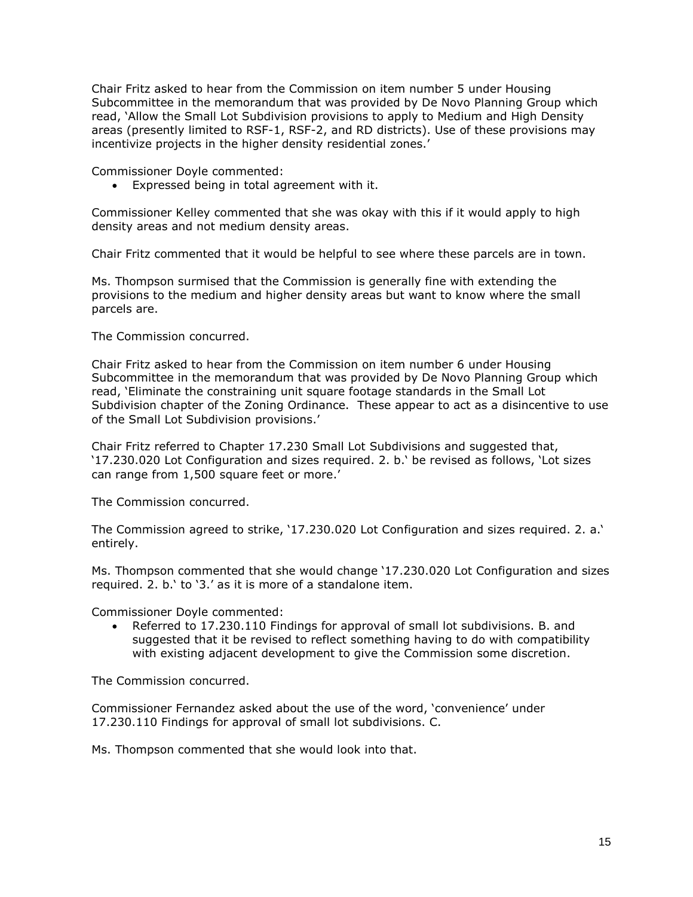Chair Fritz asked to hear from the Commission on item number 5 under Housing Subcommittee in the memorandum that was provided by De Novo Planning Group which read, 'Allow the Small Lot Subdivision provisions to apply to Medium and High Density areas (presently limited to RSF-1, RSF-2, and RD districts). Use of these provisions may incentivize projects in the higher density residential zones.'

Commissioner Doyle commented:

- Expressed being in total agreement with it.

Commissioner Kelley commented that she was okay with this if it would apply to high density areas and not medium density areas.

Chair Fritz commented that it would be helpful to see where these parcels are in town.

Ms. Thompson surmised that the Commission is generally fine with extending the provisions to the medium and higher density areas but want to know where the small parcels are.

The Commission concurred.

Chair Fritz asked to hear from the Commission on item number 6 under Housing Subcommittee in the memorandum that was provided by De Novo Planning Group which read, 'Eliminate the constraining unit square footage standards in the Small Lot Subdivision chapter of the Zoning Ordinance. These appear to act as a disincentive to use of the Small Lot Subdivision provisions.'

Chair Fritz referred to Chapter 17.230 Small Lot Subdivisions and suggested that, '17.230.020 Lot Configuration and sizes required. 2. b.' be revised as follows, 'Lot sizes can range from 1,500 square feet or more.'

The Commission concurred.

The Commission agreed to strike, '17.230.020 Lot Configuration and sizes required. 2. a.' entirely.

Ms. Thompson commented that she would change '17.230.020 Lot Configuration and sizes required. 2. b.' to '3.' as it is more of a standalone item.

Commissioner Doyle commented:

- Referred to 17.230.110 Findings for approval of small lot subdivisions. B. and suggested that it be revised to reflect something having to do with compatibility with existing adjacent development to give the Commission some discretion.

The Commission concurred.

Commissioner Fernandez asked about the use of the word, 'convenience' under 17.230.110 Findings for approval of small lot subdivisions. C.

Ms. Thompson commented that she would look into that.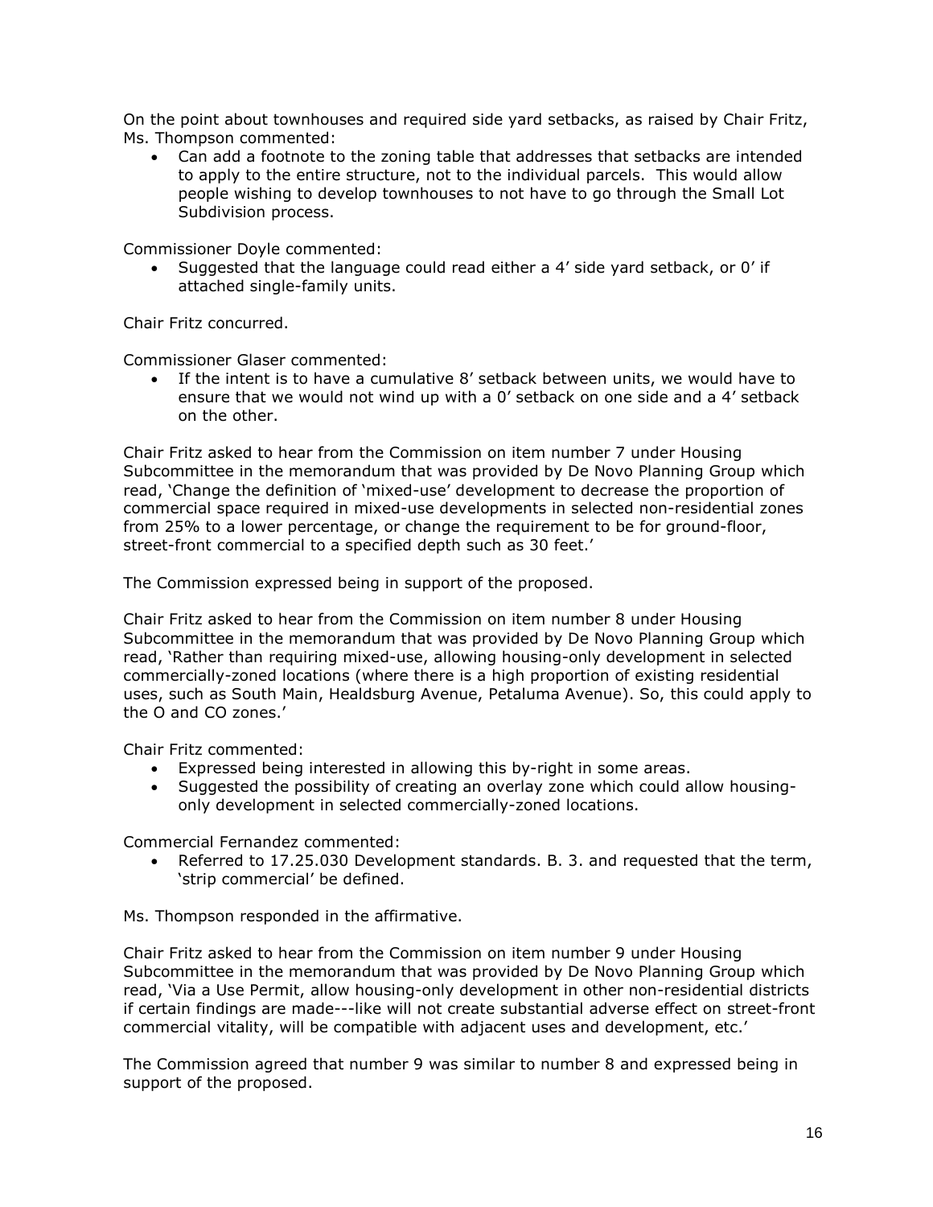On the point about townhouses and required side yard setbacks, as raised by Chair Fritz, Ms. Thompson commented:

- Can add a footnote to the zoning table that addresses that setbacks are intended to apply to the entire structure, not to the individual parcels. This would allow people wishing to develop townhouses to not have to go through the Small Lot Subdivision process.

Commissioner Doyle commented:

- Suggested that the language could read either a 4' side yard setback, or 0' if attached single-family units.

Chair Fritz concurred.

Commissioner Glaser commented:

- If the intent is to have a cumulative 8' setback between units, we would have to ensure that we would not wind up with a 0' setback on one side and a 4' setback on the other.

Chair Fritz asked to hear from the Commission on item number 7 under Housing Subcommittee in the memorandum that was provided by De Novo Planning Group which read, 'Change the definition of 'mixed-use' development to decrease the proportion of commercial space required in mixed-use developments in selected non-residential zones from 25% to a lower percentage, or change the requirement to be for ground-floor, street-front commercial to a specified depth such as 30 feet.'

The Commission expressed being in support of the proposed.

Chair Fritz asked to hear from the Commission on item number 8 under Housing Subcommittee in the memorandum that was provided by De Novo Planning Group which read, 'Rather than requiring mixed-use, allowing housing-only development in selected commercially-zoned locations (where there is a high proportion of existing residential uses, such as South Main, Healdsburg Avenue, Petaluma Avenue). So, this could apply to the O and CO zones.'

Chair Fritz commented:

- Expressed being interested in allowing this by-right in some areas.
- Suggested the possibility of creating an overlay zone which could allow housing-only development in selected commercially-zoned locations.

Commercial Fernandez commented:

- Referred to 17.25.030 Development standards. B. 3. and requested that the term, 'strip commercial' be defined.

Ms. Thompson responded in the affirmative.

Chair Fritz asked to hear from the Commission on item number 9 under Housing Subcommittee in the memorandum that was provided by De Novo Planning Group which read, 'Via a Use Permit, allow housing-only development in other non-residential districts if certain findings are made---like will not create substantial adverse effect on street-front commercial vitality, will be compatible with adjacent uses and development, etc.'

The Commission agreed that number 9 was similar to number 8 and expressed being in support of the proposed.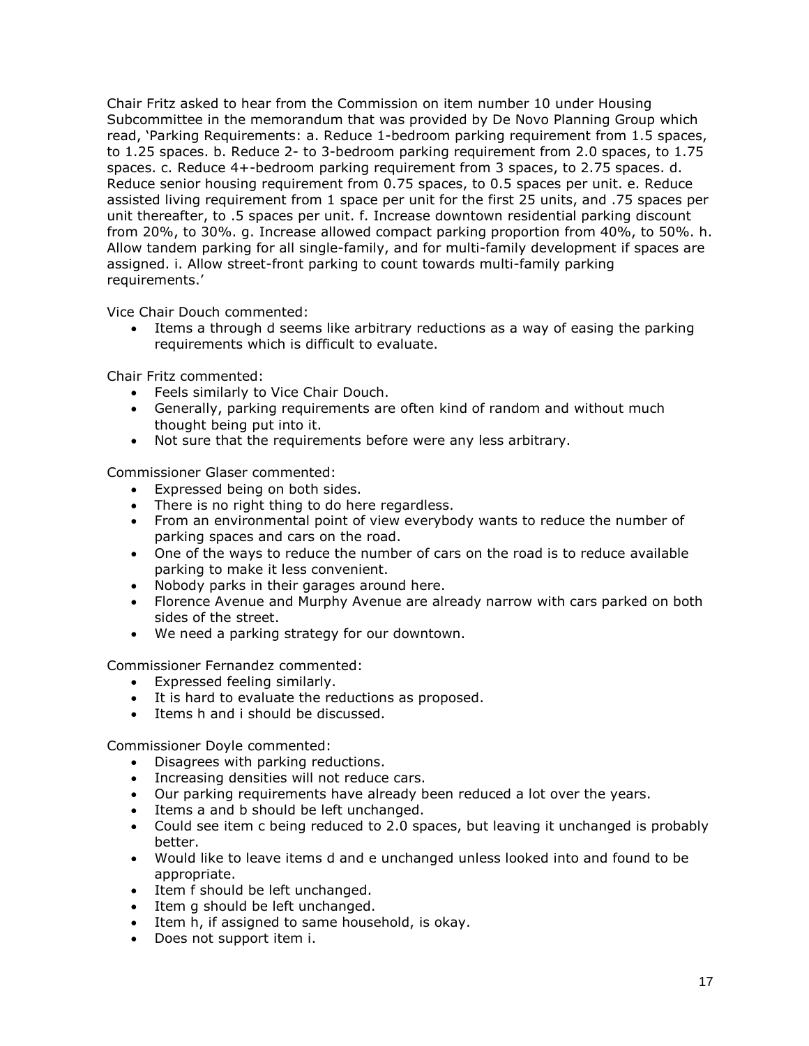Chair Fritz asked to hear from the Commission on item number 10 under Housing Subcommittee in the memorandum that was provided by De Novo Planning Group which read, 'Parking Requirements: a. Reduce 1-bedroom parking requirement from 1.5 spaces, to 1.25 spaces. b. Reduce 2- to 3-bedroom parking requirement from 2.0 spaces, to 1.75 spaces. c. Reduce 4+-bedroom parking requirement from 3 spaces, to 2.75 spaces. d. Reduce senior housing requirement from 0.75 spaces, to 0.5 spaces per unit. e. Reduce assisted living requirement from 1 space per unit for the first 25 units, and .75 spaces per unit thereafter, to .5 spaces per unit. f. Increase downtown residential parking discount from 20%, to 30%. g. Increase allowed compact parking proportion from 40%, to 50%. h. Allow tandem parking for all single-family, and for multi-family development if spaces are assigned. i. Allow street-front parking to count towards multi-family parking requirements.'

Vice Chair Douch commented:

- Items a through d seems like arbitrary reductions as a way of easing the parking requirements which is difficult to evaluate.

Chair Fritz commented:

- Feels similarly to Vice Chair Douch.
- Generally, parking requirements are often kind of random and without much thought being put into it.
- Not sure that the requirements before were any less arbitrary.

Commissioner Glaser commented:

- Expressed being on both sides.
- There is no right thing to do here regardless.
- From an environmental point of view everybody wants to reduce the number of parking spaces and cars on the road.
- One of the ways to reduce the number of cars on the road is to reduce available parking to make it less convenient.
- Nobody parks in their garages around here.
- Florence Avenue and Murphy Avenue are already narrow with cars parked on both sides of the street.
- We need a parking strategy for our downtown.

Commissioner Fernandez commented:

- Expressed feeling similarly.
- It is hard to evaluate the reductions as proposed.
- Items h and i should be discussed.

Commissioner Doyle commented:

- Disagrees with parking reductions.
- Increasing densities will not reduce cars.
- Our parking requirements have already been reduced a lot over the years.
- Items a and b should be left unchanged.
- Could see item c being reduced to 2.0 spaces, but leaving it unchanged is probably better.
- Would like to leave items d and e unchanged unless looked into and found to be appropriate.
- Item f should be left unchanged.
- Item g should be left unchanged.
- Item h, if assigned to same household, is okay.
- Does not support item i.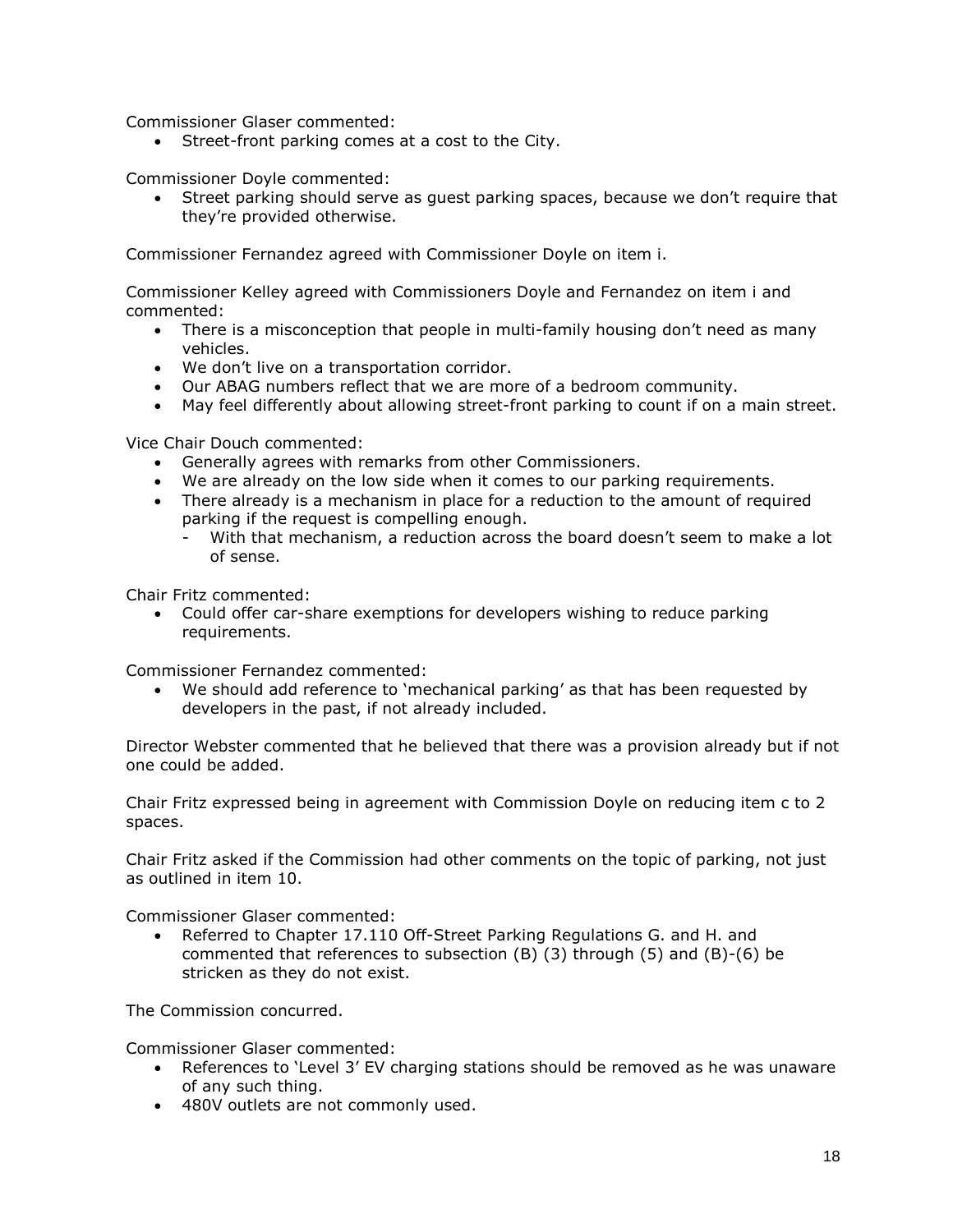Commissioner Glaser commented:

- Street-front parking comes at a cost to the City.

Commissioner Doyle commented:

- Street parking should serve as guest parking spaces, because we don't require that they're provided otherwise.

Commissioner Fernandez agreed with Commissioner Doyle on item i.

Commissioner Kelley agreed with Commissioners Doyle and Fernandez on item i and commented:

- There is a misconception that people in multi-family housing don't need as many vehicles.
- We don't live on a transportation corridor.
- Our ABAG numbers reflect that we are more of a bedroom community.
- May feel differently about allowing street-front parking to count if on a main street.

Vice Chair Douch commented:

- Generally agrees with remarks from other Commissioners.
- We are already on the low side when it comes to our parking requirements.
- There already is a mechanism in place for a reduction to the amount of required parking if the request is compelling enough.
  - With that mechanism, a reduction across the board doesn't seem to make a lot of sense.

Chair Fritz commented:

- Could offer car-share exemptions for developers wishing to reduce parking requirements.

Commissioner Fernandez commented:

- We should add reference to 'mechanical parking' as that has been requested by developers in the past, if not already included.

Director Webster commented that he believed that there was a provision already but if not one could be added.

Chair Fritz expressed being in agreement with Commission Doyle on reducing item c to 2 spaces.

Chair Fritz asked if the Commission had other comments on the topic of parking, not just as outlined in item 10.

Commissioner Glaser commented:

- Referred to Chapter 17.110 Off-Street Parking Regulations G. and H. and commented that references to subsection (B) (3) through (5) and (B)-(6) be stricken as they do not exist.

The Commission concurred.

Commissioner Glaser commented:

- References to 'Level 3' EV charging stations should be removed as he was unaware of any such thing.
- 480V outlets are not commonly used.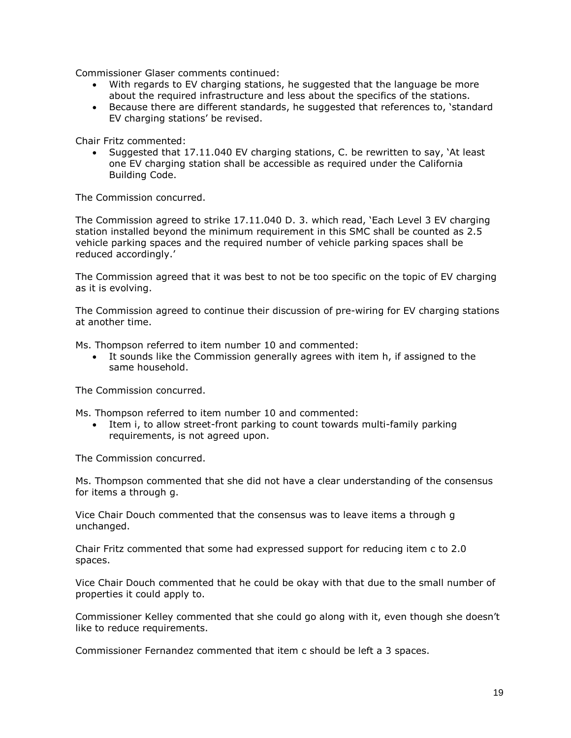Commissioner Glaser comments continued:

- With regards to EV charging stations, he suggested that the language be more about the required infrastructure and less about the specifics of the stations.
- Because there are different standards, he suggested that references to, 'standard EV charging stations' be revised.

Chair Fritz commented:

- Suggested that 17.11.040 EV charging stations, C. be rewritten to say, 'At least one EV charging station shall be accessible as required under the California Building Code.

The Commission concurred.

The Commission agreed to strike 17.11.040 D. 3. which read, 'Each Level 3 EV charging station installed beyond the minimum requirement in this SMC shall be counted as 2.5 vehicle parking spaces and the required number of vehicle parking spaces shall be reduced accordingly.'

The Commission agreed that it was best to not be too specific on the topic of EV charging as it is evolving.

The Commission agreed to continue their discussion of pre-wiring for EV charging stations at another time.

Ms. Thompson referred to item number 10 and commented:

- It sounds like the Commission generally agrees with item h, if assigned to the same household.

The Commission concurred.

Ms. Thompson referred to item number 10 and commented:

- Item i, to allow street-front parking to count towards multi-family parking requirements, is not agreed upon.

The Commission concurred.

Ms. Thompson commented that she did not have a clear understanding of the consensus for items a through g.

Vice Chair Douch commented that the consensus was to leave items a through g unchanged.

Chair Fritz commented that some had expressed support for reducing item c to 2.0 spaces.

Vice Chair Douch commented that he could be okay with that due to the small number of properties it could apply to.

Commissioner Kelley commented that she could go along with it, even though she doesn't like to reduce requirements.

Commissioner Fernandez commented that item c should be left a 3 spaces.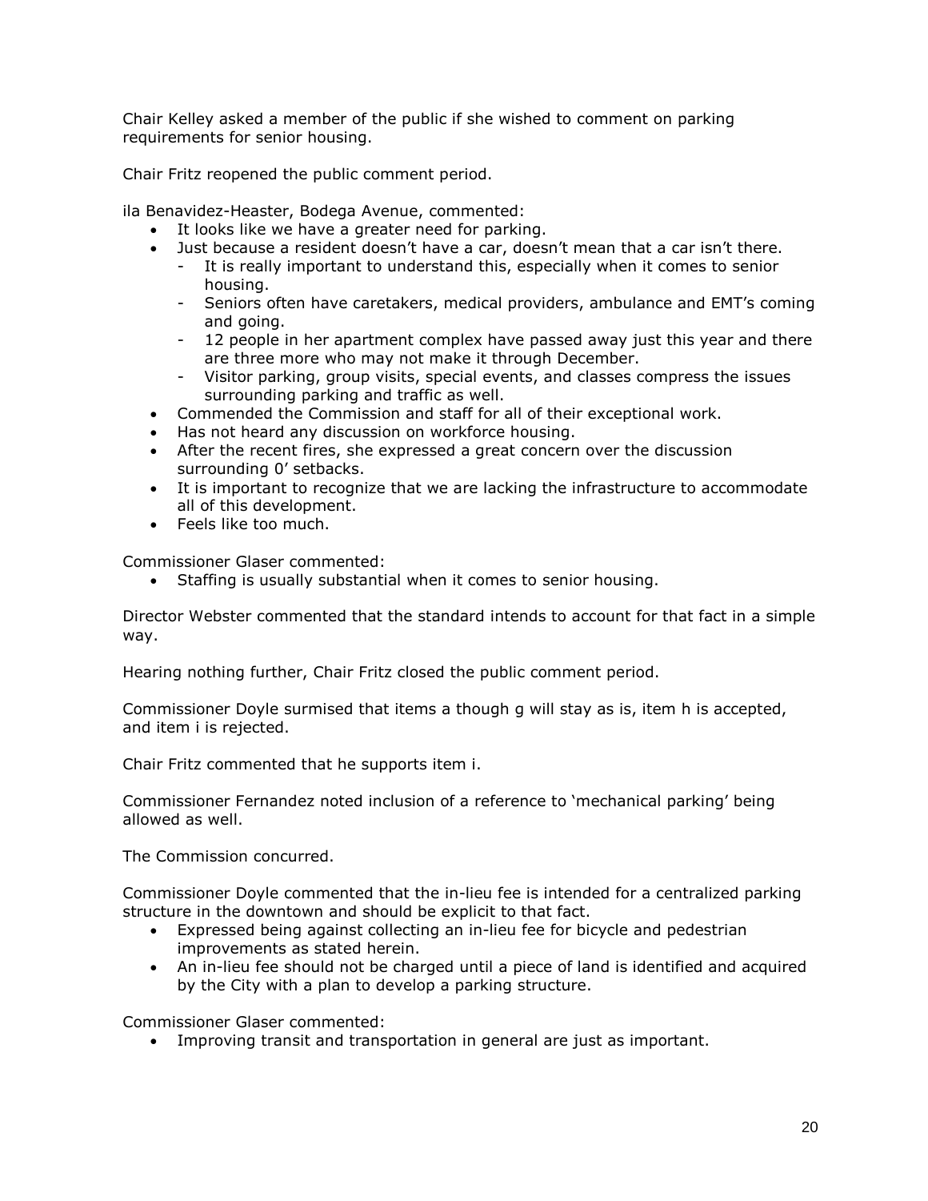Chair Kelley asked a member of the public if she wished to comment on parking requirements for senior housing.

Chair Fritz reopened the public comment period.

ila Benavidez-Heaster, Bodega Avenue, commented:

- It looks like we have a greater need for parking.
- Just because a resident doesn't have a car, doesn't mean that a car isn't there.
  - It is really important to understand this, especially when it comes to senior housing.
  - Seniors often have caretakers, medical providers, ambulance and EMT's coming and going.
  - 12 people in her apartment complex have passed away just this year and there are three more who may not make it through December.
  - Visitor parking, group visits, special events, and classes compress the issues surrounding parking and traffic as well.
- Commended the Commission and staff for all of their exceptional work.
- Has not heard any discussion on workforce housing.
- After the recent fires, she expressed a great concern over the discussion surrounding 0' setbacks.
- It is important to recognize that we are lacking the infrastructure to accommodate all of this development.
- Feels like too much.

Commissioner Glaser commented:

- Staffing is usually substantial when it comes to senior housing.

Director Webster commented that the standard intends to account for that fact in a simple way.

Hearing nothing further, Chair Fritz closed the public comment period.

Commissioner Doyle surmised that items a though g will stay as is, item h is accepted, and item i is rejected.

Chair Fritz commented that he supports item i.

Commissioner Fernandez noted inclusion of a reference to 'mechanical parking' being allowed as well.

The Commission concurred.

Commissioner Doyle commented that the in-lieu fee is intended for a centralized parking structure in the downtown and should be explicit to that fact.

- Expressed being against collecting an in-lieu fee for bicycle and pedestrian improvements as stated herein.
- An in-lieu fee should not be charged until a piece of land is identified and acquired by the City with a plan to develop a parking structure.

Commissioner Glaser commented:

- Improving transit and transportation in general are just as important.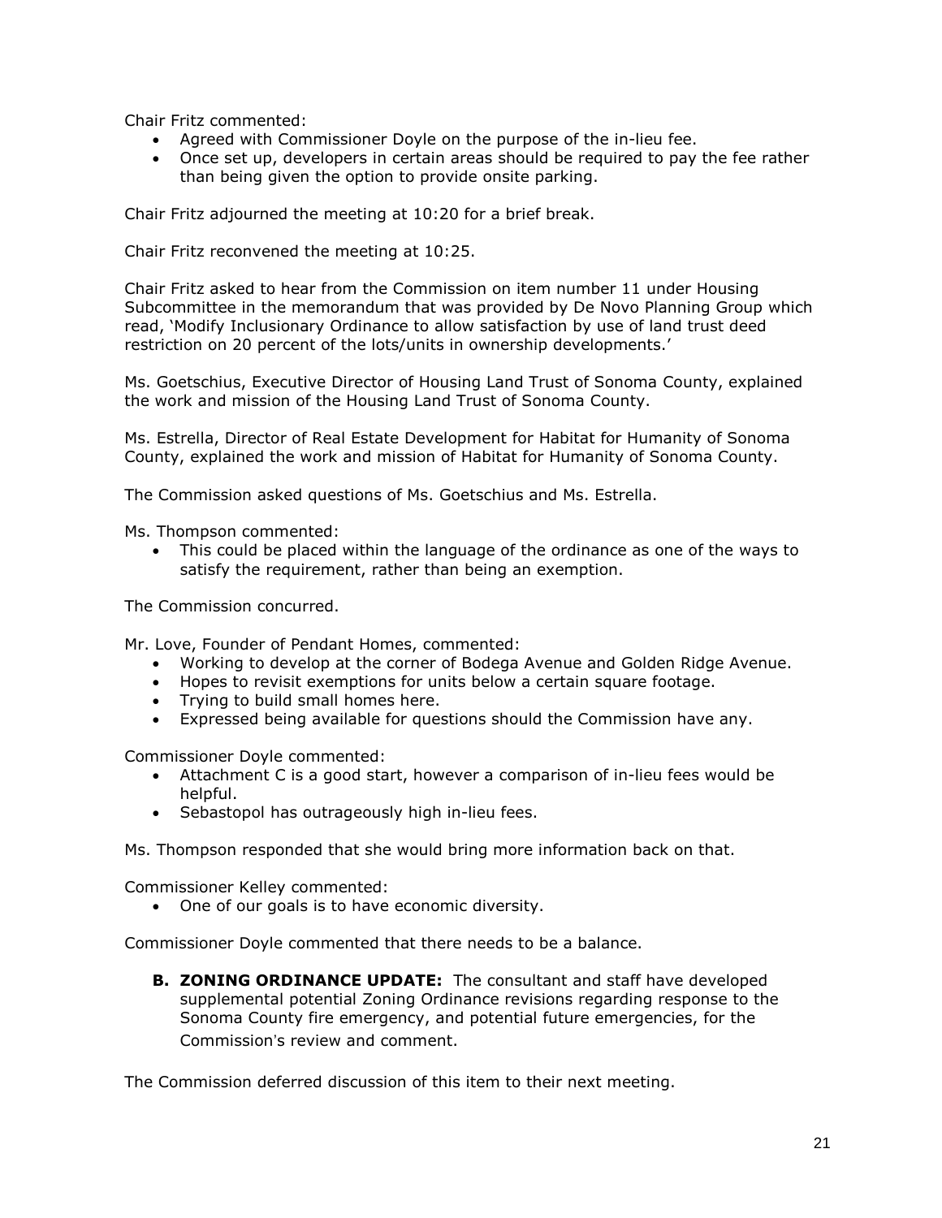Chair Fritz commented:

- Agreed with Commissioner Doyle on the purpose of the in-lieu fee.
- Once set up, developers in certain areas should be required to pay the fee rather than being given the option to provide onsite parking.

Chair Fritz adjourned the meeting at 10:20 for a brief break.

Chair Fritz reconvened the meeting at 10:25.

Chair Fritz asked to hear from the Commission on item number 11 under Housing Subcommittee in the memorandum that was provided by De Novo Planning Group which read, 'Modify Inclusionary Ordinance to allow satisfaction by use of land trust deed restriction on 20 percent of the lots/units in ownership developments.'

Ms. Goetschius, Executive Director of Housing Land Trust of Sonoma County, explained the work and mission of the Housing Land Trust of Sonoma County.

Ms. Estrella, Director of Real Estate Development for Habitat for Humanity of Sonoma County, explained the work and mission of Habitat for Humanity of Sonoma County.

The Commission asked questions of Ms. Goetschius and Ms. Estrella.

Ms. Thompson commented:

- This could be placed within the language of the ordinance as one of the ways to satisfy the requirement, rather than being an exemption.

The Commission concurred.

Mr. Love, Founder of Pendant Homes, commented:

- Working to develop at the corner of Bodega Avenue and Golden Ridge Avenue.
- Hopes to revisit exemptions for units below a certain square footage.
- Trying to build small homes here.
- Expressed being available for questions should the Commission have any.

Commissioner Doyle commented:

- Attachment C is a good start, however a comparison of in-lieu fees would be helpful.
- Sebastopol has outrageously high in-lieu fees.

Ms. Thompson responded that she would bring more information back on that.

Commissioner Kelley commented:

- One of our goals is to have economic diversity.

Commissioner Doyle commented that there needs to be a balance.

**B. ZONING ORDINANCE UPDATE:** The consultant and staff have developed supplemental potential Zoning Ordinance revisions regarding response to the Sonoma County fire emergency, and potential future emergencies, for the Commission's review and comment.

The Commission deferred discussion of this item to their next meeting.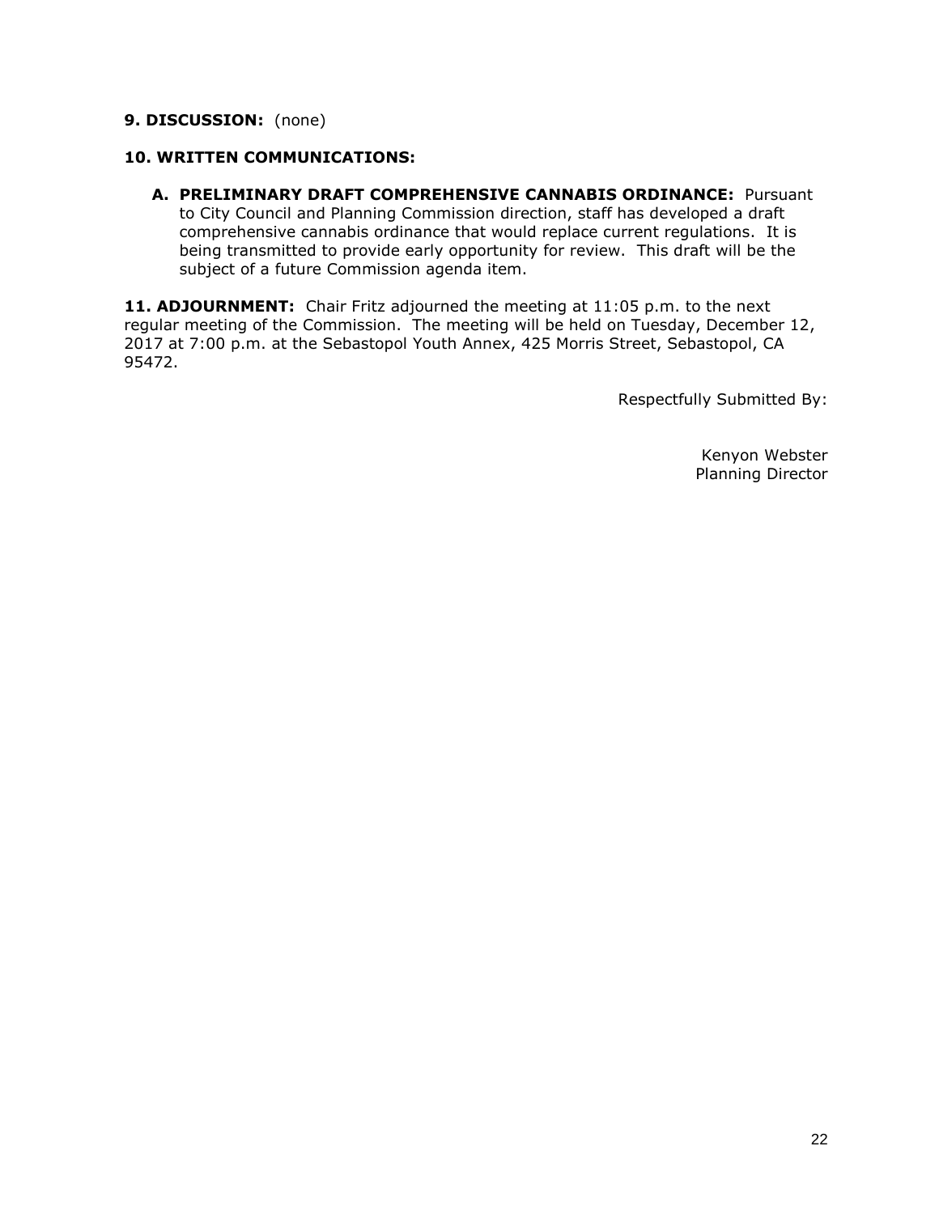**9. DISCUSSION:** (none)

**10. WRITTEN COMMUNICATIONS:**

**A. PRELIMINARY DRAFT COMPREHENSIVE CANNABIS ORDINANCE:** Pursuant to City Council and Planning Commission direction, staff has developed a draft comprehensive cannabis ordinance that would replace current regulations. It is being transmitted to provide early opportunity for review. This draft will be the subject of a future Commission agenda item.

**11. ADJOURNMENT:** Chair Fritz adjourned the meeting at 11:05 p.m. to the next regular meeting of the Commission. The meeting will be held on Tuesday, December 12, 2017 at 7:00 p.m. at the Sebastopol Youth Annex, 425 Morris Street, Sebastopol, CA 95472.

Respectfully Submitted By:

Kenyon Webster
Planning Director